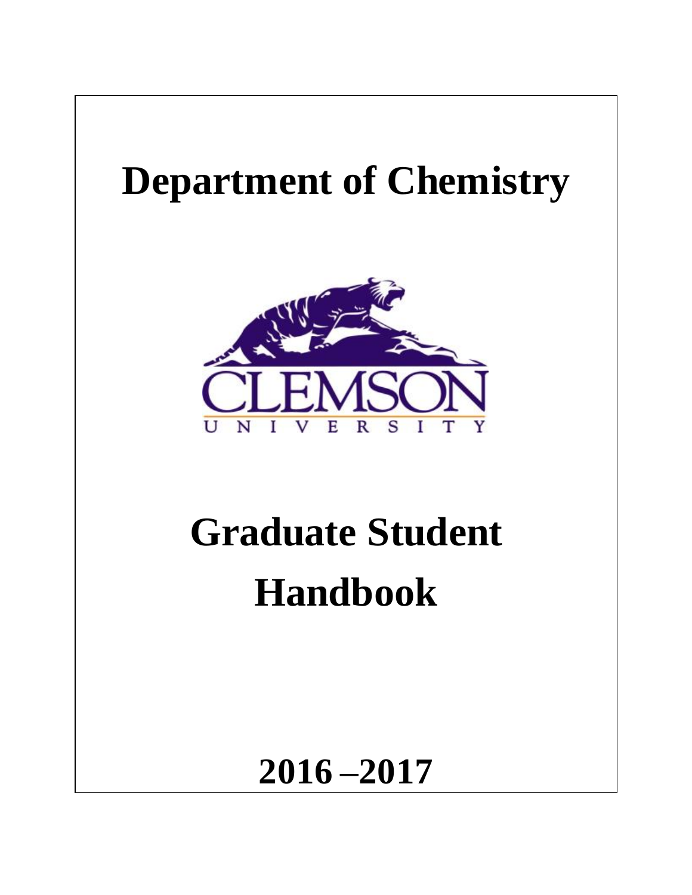# Department of Chemistry

CLEMSON UNIVERSITY

# Graduate Student Handbook

## 2016 –2017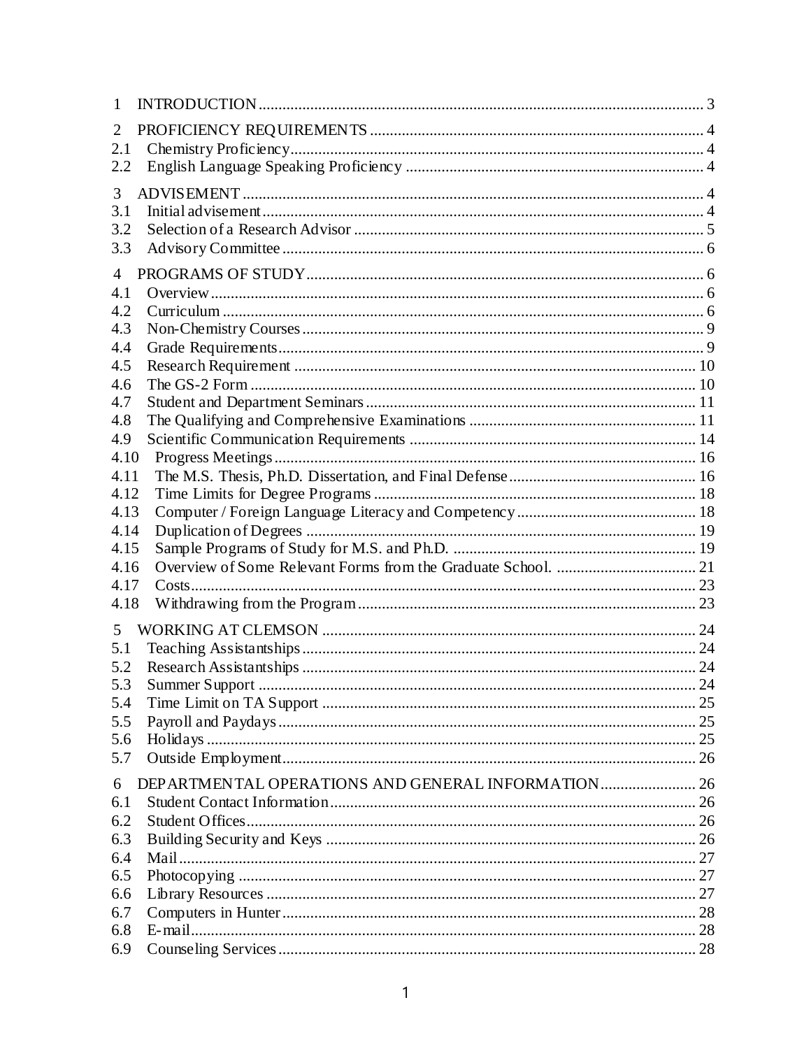1 INTRODUCTION ........................................................ 3

2 PROFICIENCY REQUIREMENTS ........................................................ 4

2.1 Chemistry Proficiency ........................................................ 4

2.2 English Language Speaking Proficiency ........................................................ 4

3 ADVISEMENT ........................................................ 4

3.1 Initial advisement ........................................................ 4

3.2 Selection of a Research Advisor ........................................................ 5

3.3 Advisory Committee ........................................................ 6

4 PROGRAMS OF STUDY ........................................................ 6

4.1 Overview ........................................................ 6

4.2 Curriculum ........................................................ 6

4.3 Non-Chemistry Courses ........................................................ 9

4.4 Grade Requirements ........................................................ 9

4.5 Research Requirement ........................................................ 10

4.6 The GS-2 Form ........................................................ 10

4.7 Student and Department Seminars ........................................................ 11

4.8 The Qualifying and Comprehensive Examinations ........................................................ 11

4.9 Scientific Communication Requirements ........................................................ 14

4.10 Progress Meetings ........................................................ 16

4.11 The M.S. Thesis, Ph.D. Dissertation, and Final Defense ........................................................ 16

4.12 Time Limits for Degree Programs ........................................................ 18

4.13 Computer / Foreign Language Literacy and Competency ........................................................ 18

4.14 Duplication of Degrees ........................................................ 19

4.15 Sample Programs of Study for M.S. and Ph.D. ........................................................ 19

4.16 Overview of Some Relevant Forms from the Graduate School. ........................................................ 21

4.17 Costs ........................................................ 23

4.18 Withdrawing from the Program ........................................................ 23

5 WORKING AT CLEMSON ........................................................ 24

5.1 Teaching Assistantships ........................................................ 24

5.2 Research Assistantships ........................................................ 24

5.3 Summer Support ........................................................ 24

5.4 Time Limit on TA Support ........................................................ 25

5.5 Payroll and Paydays ........................................................ 25

5.6 Holidays ........................................................ 25

5.7 Outside Employment ........................................................ 26

6 DEPARTMENTAL OPERATIONS AND GENERAL INFORMATION ........................................................ 26

6.1 Student Contact Information ........................................................ 26

6.2 Student Offices ........................................................ 26

6.3 Building Security and Keys ........................................................ 26

6.4 Mail ........................................................ 27

6.5 Photocopying ........................................................ 27

6.6 Library Resources ........................................................ 27

6.7 Computers in Hunter ........................................................ 28

6.8 E-mail ........................................................ 28

6.9 Counseling Services ........................................................ 28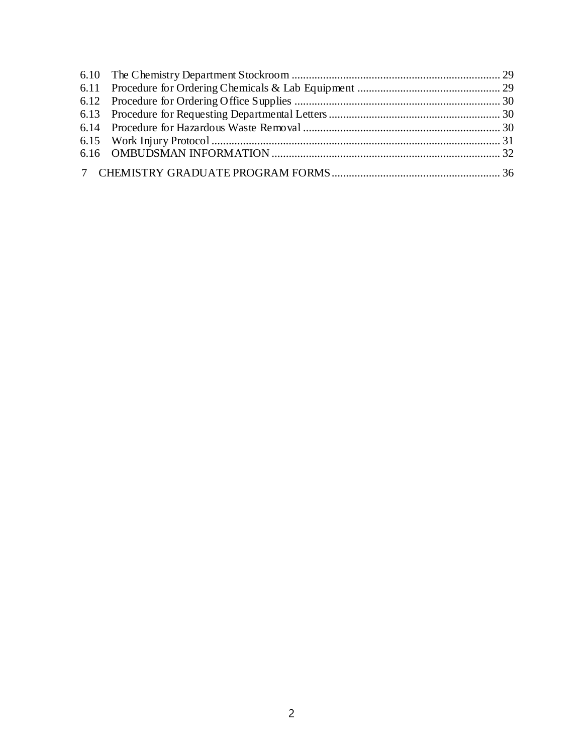6.10 The Chemistry Department Stockroom ........................................................................ 29
6.11 Procedure for Ordering Chemicals & Lab Equipment .................................................. 29
6.12 Procedure for Ordering Office Supplies ........................................................................ 30
6.13 Procedure for Requesting Departmental Letters ............................................................ 30
6.14 Procedure for Hazardous Waste Removal ..................................................................... 30
6.15 Work Injury Protocol ..................................................................................................... 31
6.16 OMBUDSMAN INFORMATION ................................................................................ 32

7 CHEMISTRY GRADUATE PROGRAM FORMS ........................................................... 36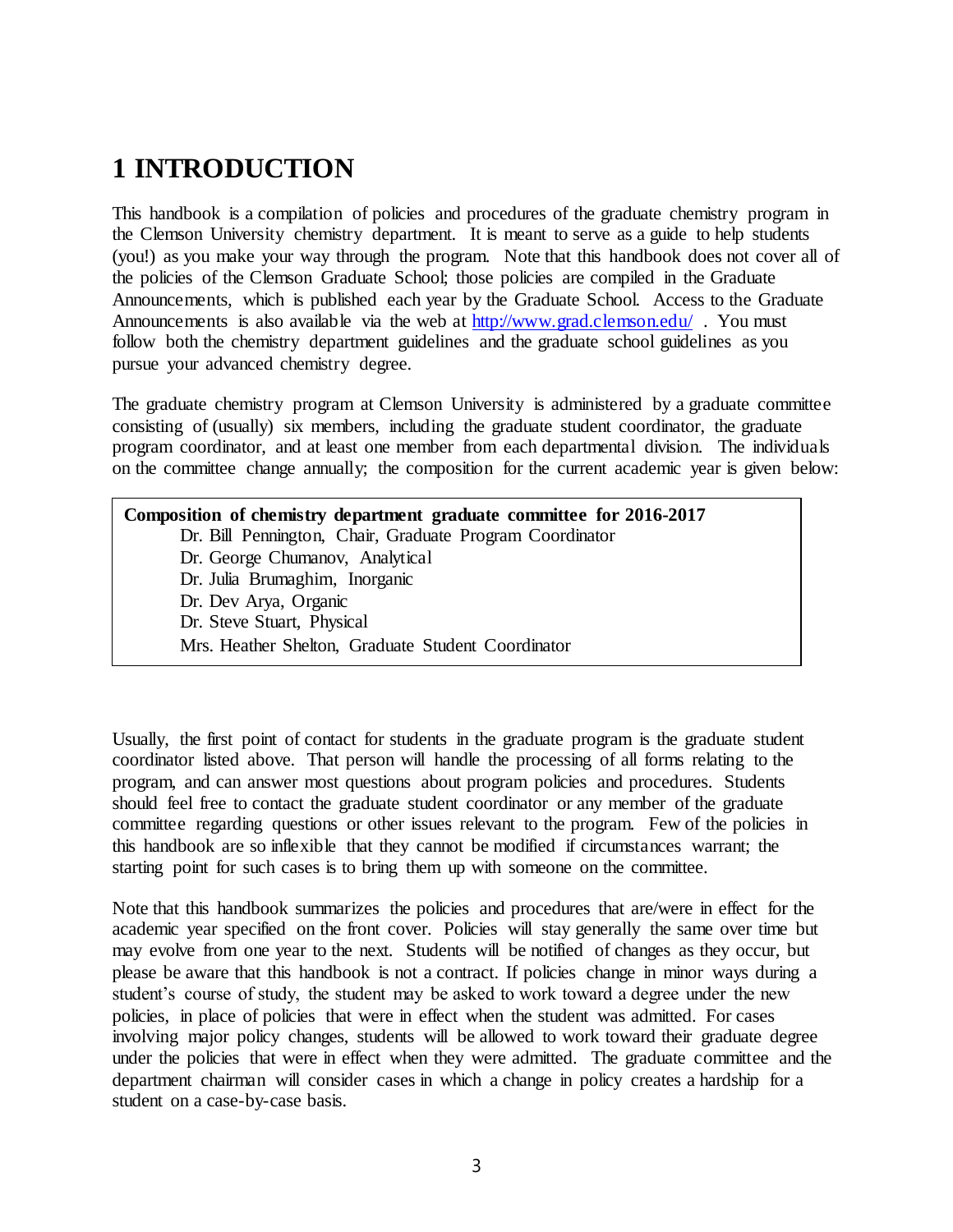# 1 INTRODUCTION

This handbook is a compilation of policies and procedures of the graduate chemistry program in the Clemson University chemistry department. It is meant to serve as a guide to help students (you!) as you make your way through the program. Note that this handbook does not cover all of the policies of the Clemson Graduate School; those policies are compiled in the Graduate Announcements, which is published each year by the Graduate School. Access to the Graduate Announcements is also available via the web at http://www.grad.clemson.edu/ . You must follow both the chemistry department guidelines and the graduate school guidelines as you pursue your advanced chemistry degree.

The graduate chemistry program at Clemson University is administered by a graduate committee consisting of (usually) six members, including the graduate student coordinator, the graduate program coordinator, and at least one member from each departmental division. The individuals on the committee change annually; the composition for the current academic year is given below:

**Composition of chemistry department graduate committee for 2016-2017**

Dr. Bill Pennington, Chair, Graduate Program Coordinator
Dr. George Chumanov, Analytical
Dr. Julia Brumaghim, Inorganic
Dr. Dev Arya, Organic
Dr. Steve Stuart, Physical
Mrs. Heather Shelton, Graduate Student Coordinator

Usually, the first point of contact for students in the graduate program is the graduate student coordinator listed above. That person will handle the processing of all forms relating to the program, and can answer most questions about program policies and procedures. Students should feel free to contact the graduate student coordinator or any member of the graduate committee regarding questions or other issues relevant to the program. Few of the policies in this handbook are so inflexible that they cannot be modified if circumstances warrant; the starting point for such cases is to bring them up with someone on the committee.

Note that this handbook summarizes the policies and procedures that are/were in effect for the academic year specified on the front cover. Policies will stay generally the same over time but may evolve from one year to the next. Students will be notified of changes as they occur, but please be aware that this handbook is not a contract. If policies change in minor ways during a student's course of study, the student may be asked to work toward a degree under the new policies, in place of policies that were in effect when the student was admitted. For cases involving major policy changes, students will be allowed to work toward their graduate degree under the policies that were in effect when they were admitted. The graduate committee and the department chairman will consider cases in which a change in policy creates a hardship for a student on a case-by-case basis.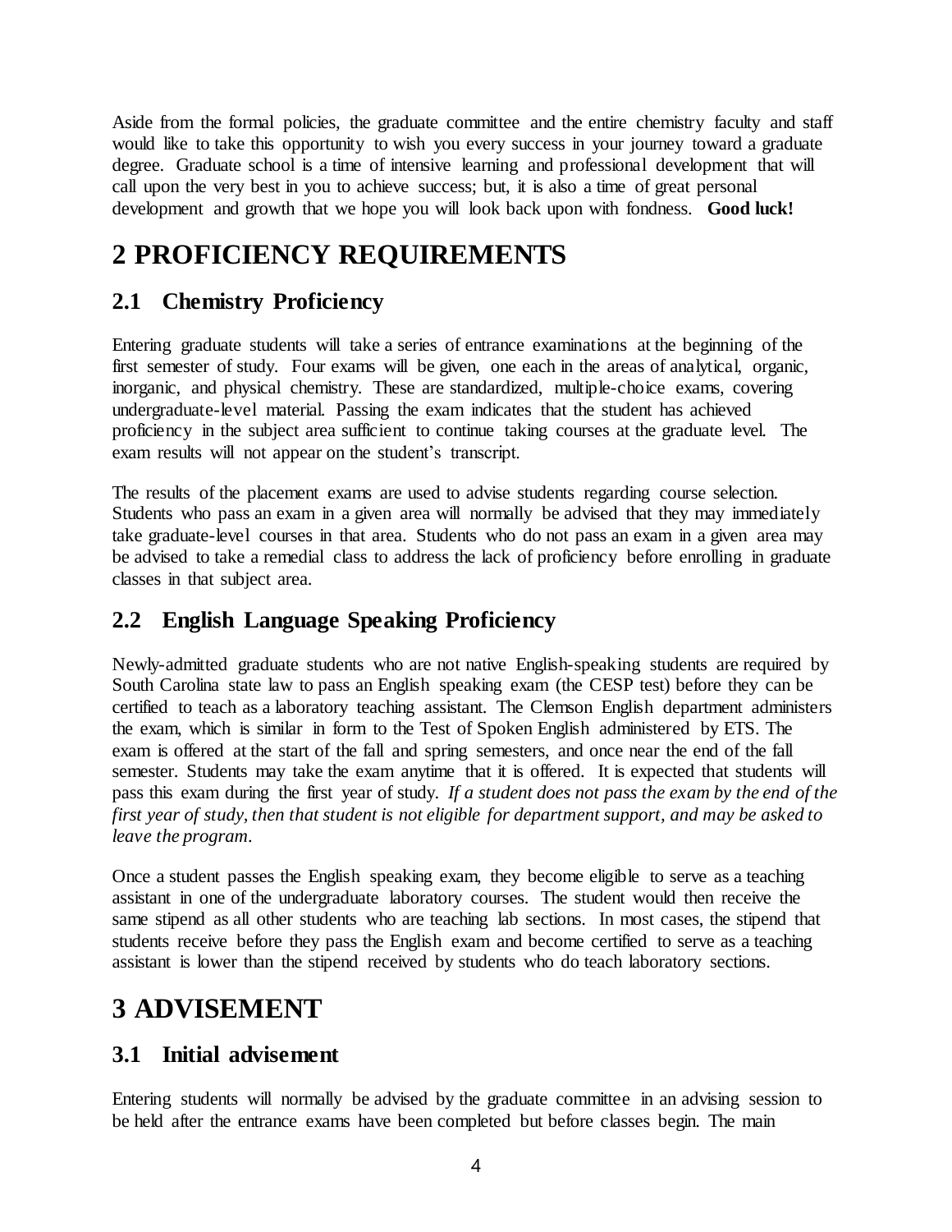Aside from the formal policies, the graduate committee and the entire chemistry faculty and staff would like to take this opportunity to wish you every success in your journey toward a graduate degree. Graduate school is a time of intensive learning and professional development that will call upon the very best in you to achieve success; but, it is also a time of great personal development and growth that we hope you will look back upon with fondness. **Good luck!**

# 2 PROFICIENCY REQUIREMENTS

## 2.1 Chemistry Proficiency

Entering graduate students will take a series of entrance examinations at the beginning of the first semester of study. Four exams will be given, one each in the areas of analytical, organic, inorganic, and physical chemistry. These are standardized, multiple-choice exams, covering undergraduate-level material. Passing the exam indicates that the student has achieved proficiency in the subject area sufficient to continue taking courses at the graduate level. The exam results will not appear on the student's transcript.

The results of the placement exams are used to advise students regarding course selection. Students who pass an exam in a given area will normally be advised that they may immediately take graduate-level courses in that area. Students who do not pass an exam in a given area may be advised to take a remedial class to address the lack of proficiency before enrolling in graduate classes in that subject area.

## 2.2 English Language Speaking Proficiency

Newly-admitted graduate students who are not native English-speaking students are required by South Carolina state law to pass an English speaking exam (the CESP test) before they can be certified to teach as a laboratory teaching assistant. The Clemson English department administers the exam, which is similar in form to the Test of Spoken English administered by ETS. The exam is offered at the start of the fall and spring semesters, and once near the end of the fall semester. Students may take the exam anytime that it is offered. It is expected that students will pass this exam during the first year of study. *If a student does not pass the exam by the end of the first year of study, then that student is not eligible for department support, and may be asked to leave the program.*

Once a student passes the English speaking exam, they become eligible to serve as a teaching assistant in one of the undergraduate laboratory courses. The student would then receive the same stipend as all other students who are teaching lab sections. In most cases, the stipend that students receive before they pass the English exam and become certified to serve as a teaching assistant is lower than the stipend received by students who do teach laboratory sections.

# 3 ADVISEMENT

## 3.1 Initial advisement

Entering students will normally be advised by the graduate committee in an advising session to be held after the entrance exams have been completed but before classes begin. The main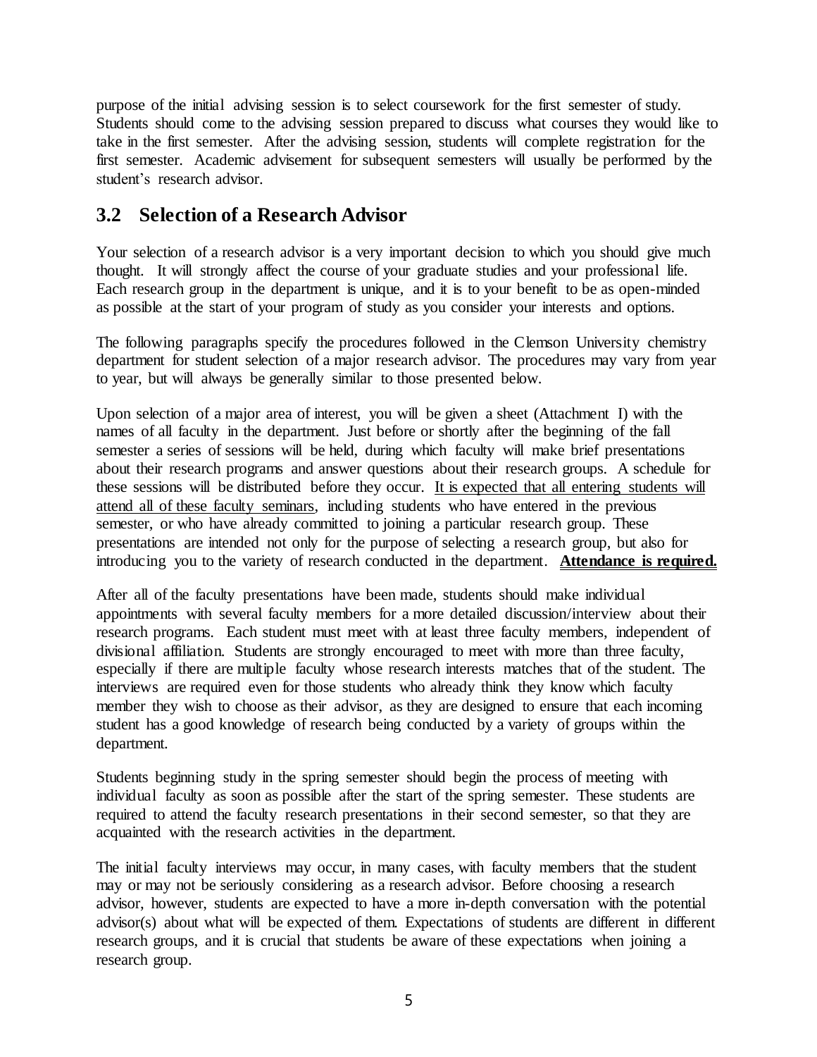purpose of the initial advising session is to select coursework for the first semester of study. Students should come to the advising session prepared to discuss what courses they would like to take in the first semester. After the advising session, students will complete registration for the first semester. Academic advisement for subsequent semesters will usually be performed by the student's research advisor.

## 3.2 Selection of a Research Advisor

Your selection of a research advisor is a very important decision to which you should give much thought. It will strongly affect the course of your graduate studies and your professional life. Each research group in the department is unique, and it is to your benefit to be as open-minded as possible at the start of your program of study as you consider your interests and options.

The following paragraphs specify the procedures followed in the Clemson University chemistry department for student selection of a major research advisor. The procedures may vary from year to year, but will always be generally similar to those presented below.

Upon selection of a major area of interest, you will be given a sheet (Attachment I) with the names of all faculty in the department. Just before or shortly after the beginning of the fall semester a series of sessions will be held, during which faculty will make brief presentations about their research programs and answer questions about their research groups. A schedule for these sessions will be distributed before they occur. <u>It is expected that all entering students will attend all of these faculty seminars</u>, including students who have entered in the previous semester, or who have already committed to joining a particular research group. These presentations are intended not only for the purpose of selecting a research group, but also for introducing you to the variety of research conducted in the department. **<u>Attendance is required.</u>**

After all of the faculty presentations have been made, students should make individual appointments with several faculty members for a more detailed discussion/interview about their research programs. Each student must meet with at least three faculty members, independent of divisional affiliation. Students are strongly encouraged to meet with more than three faculty, especially if there are multiple faculty whose research interests matches that of the student. The interviews are required even for those students who already think they know which faculty member they wish to choose as their advisor, as they are designed to ensure that each incoming student has a good knowledge of research being conducted by a variety of groups within the department.

Students beginning study in the spring semester should begin the process of meeting with individual faculty as soon as possible after the start of the spring semester. These students are required to attend the faculty research presentations in their second semester, so that they are acquainted with the research activities in the department.

The initial faculty interviews may occur, in many cases, with faculty members that the student may or may not be seriously considering as a research advisor. Before choosing a research advisor, however, students are expected to have a more in-depth conversation with the potential advisor(s) about what will be expected of them. Expectations of students are different in different research groups, and it is crucial that students be aware of these expectations when joining a research group.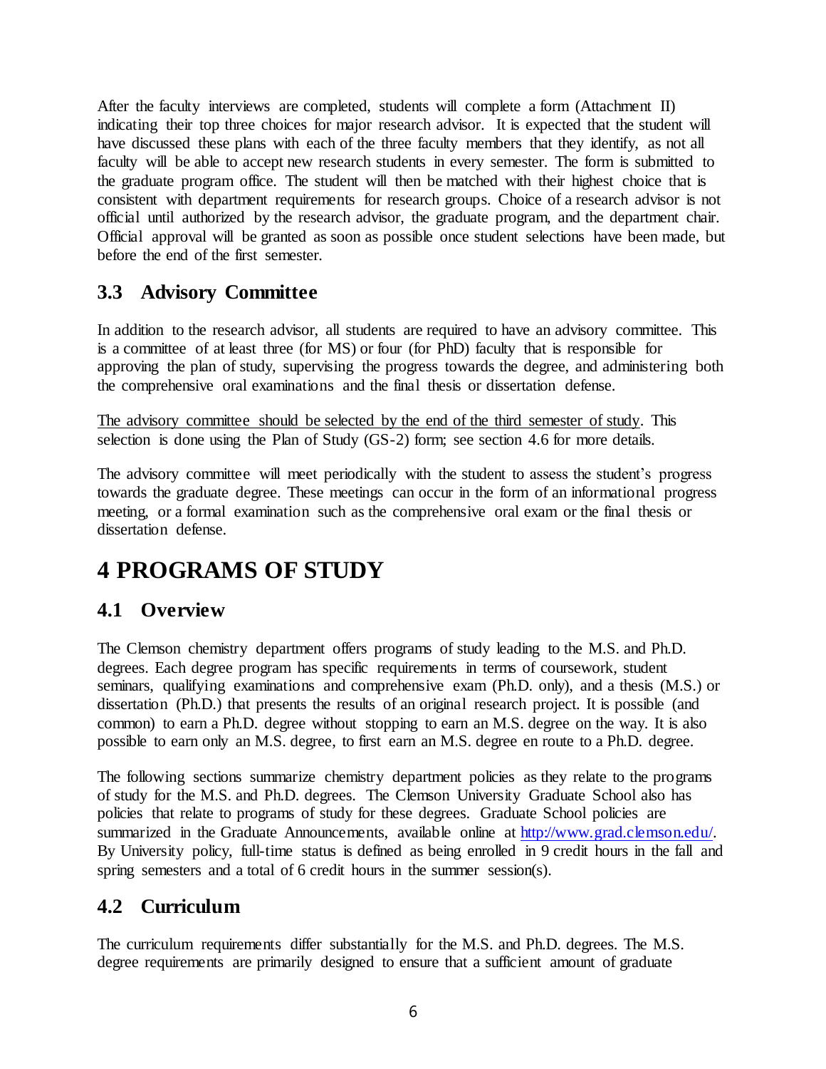After the faculty interviews are completed, students will complete a form (Attachment II) indicating their top three choices for major research advisor. It is expected that the student will have discussed these plans with each of the three faculty members that they identify, as not all faculty will be able to accept new research students in every semester. The form is submitted to the graduate program office. The student will then be matched with their highest choice that is consistent with department requirements for research groups. Choice of a research advisor is not official until authorized by the research advisor, the graduate program, and the department chair. Official approval will be granted as soon as possible once student selections have been made, but before the end of the first semester.

## 3.3 Advisory Committee

In addition to the research advisor, all students are required to have an advisory committee. This is a committee of at least three (for MS) or four (for PhD) faculty that is responsible for approving the plan of study, supervising the progress towards the degree, and administering both the comprehensive oral examinations and the final thesis or dissertation defense.

<u>The advisory committee should be selected by the end of the third semester of study</u>. This selection is done using the Plan of Study (GS-2) form; see section 4.6 for more details.

The advisory committee will meet periodically with the student to assess the student's progress towards the graduate degree. These meetings can occur in the form of an informational progress meeting, or a formal examination such as the comprehensive oral exam or the final thesis or dissertation defense.

# 4 PROGRAMS OF STUDY

## 4.1 Overview

The Clemson chemistry department offers programs of study leading to the M.S. and Ph.D. degrees. Each degree program has specific requirements in terms of coursework, student seminars, qualifying examinations and comprehensive exam (Ph.D. only), and a thesis (M.S.) or dissertation (Ph.D.) that presents the results of an original research project. It is possible (and common) to earn a Ph.D. degree without stopping to earn an M.S. degree on the way. It is also possible to earn only an M.S. degree, to first earn an M.S. degree en route to a Ph.D. degree.

The following sections summarize chemistry department policies as they relate to the programs of study for the M.S. and Ph.D. degrees. The Clemson University Graduate School also has policies that relate to programs of study for these degrees. Graduate School policies are summarized in the Graduate Announcements, available online at http://www.grad.clemson.edu/. By University policy, full-time status is defined as being enrolled in 9 credit hours in the fall and spring semesters and a total of 6 credit hours in the summer session(s).

## 4.2 Curriculum

The curriculum requirements differ substantially for the M.S. and Ph.D. degrees. The M.S. degree requirements are primarily designed to ensure that a sufficient amount of graduate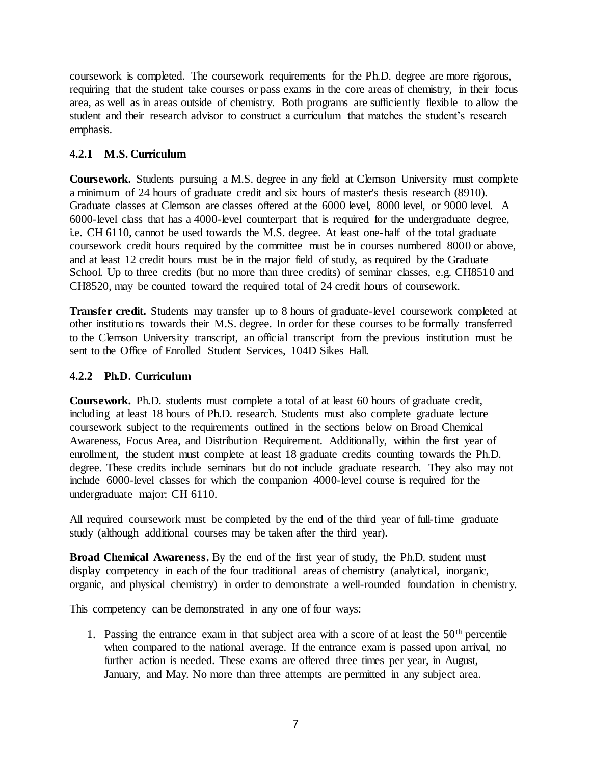coursework is completed. The coursework requirements for the Ph.D. degree are more rigorous, requiring that the student take courses or pass exams in the core areas of chemistry, in their focus area, as well as in areas outside of chemistry. Both programs are sufficiently flexible to allow the student and their research advisor to construct a curriculum that matches the student's research emphasis.

### 4.2.1 M.S. Curriculum

**Coursework.** Students pursuing a M.S. degree in any field at Clemson University must complete a minimum of 24 hours of graduate credit and six hours of master's thesis research (8910). Graduate classes at Clemson are classes offered at the 6000 level, 8000 level, or 9000 level. A 6000-level class that has a 4000-level counterpart that is required for the undergraduate degree, i.e. CH 6110, cannot be used towards the M.S. degree. At least one-half of the total graduate coursework credit hours required by the committee must be in courses numbered 8000 or above, and at least 12 credit hours must be in the major field of study, as required by the Graduate School. <u>Up to three credits (but no more than three credits) of seminar classes, e.g. CH8510 and CH8520, may be counted toward the required total of 24 credit hours of coursework.</u>

**Transfer credit.** Students may transfer up to 8 hours of graduate-level coursework completed at other institutions towards their M.S. degree. In order for these courses to be formally transferred to the Clemson University transcript, an official transcript from the previous institution must be sent to the Office of Enrolled Student Services, 104D Sikes Hall.

### 4.2.2 Ph.D. Curriculum

**Coursework.** Ph.D. students must complete a total of at least 60 hours of graduate credit, including at least 18 hours of Ph.D. research. Students must also complete graduate lecture coursework subject to the requirements outlined in the sections below on Broad Chemical Awareness, Focus Area, and Distribution Requirement. Additionally, within the first year of enrollment, the student must complete at least 18 graduate credits counting towards the Ph.D. degree. These credits include seminars but do not include graduate research. They also may not include 6000-level classes for which the companion 4000-level course is required for the undergraduate major: CH 6110.

All required coursework must be completed by the end of the third year of full-time graduate study (although additional courses may be taken after the third year).

**Broad Chemical Awareness.** By the end of the first year of study, the Ph.D. student must display competency in each of the four traditional areas of chemistry (analytical, inorganic, organic, and physical chemistry) in order to demonstrate a well-rounded foundation in chemistry.

This competency can be demonstrated in any one of four ways:

1. Passing the entrance exam in that subject area with a score of at least the 50th percentile when compared to the national average. If the entrance exam is passed upon arrival, no further action is needed. These exams are offered three times per year, in August, January, and May. No more than three attempts are permitted in any subject area.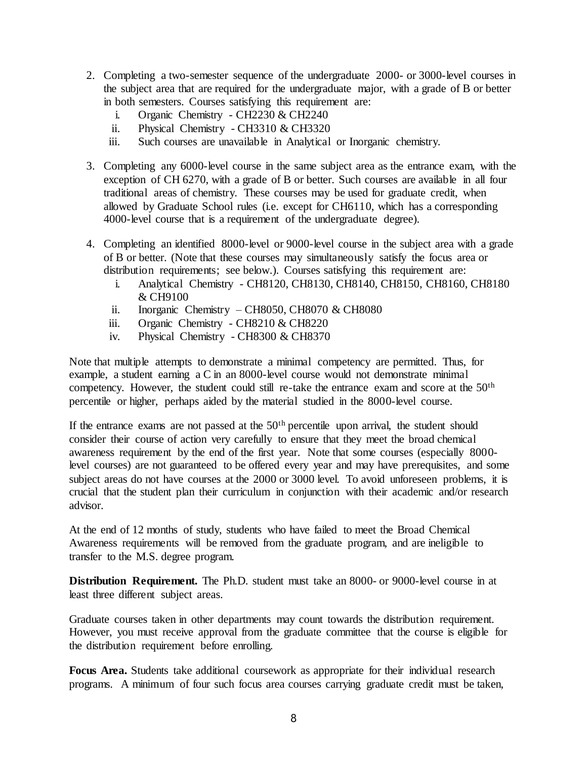2. Completing a two-semester sequence of the undergraduate 2000- or 3000-level courses in the subject area that are required for the undergraduate major, with a grade of B or better in both semesters. Courses satisfying this requirement are:
   1. Organic Chemistry - CH2230 & CH2240
   2. Physical Chemistry - CH3310 & CH3320
   3. Such courses are unavailable in Analytical or Inorganic chemistry.

3. Completing any 6000-level course in the same subject area as the entrance exam, with the exception of CH 6270, with a grade of B or better. Such courses are available in all four traditional areas of chemistry. These courses may be used for graduate credit, when allowed by Graduate School rules (i.e. except for CH6110, which has a corresponding 4000-level course that is a requirement of the undergraduate degree).

4. Completing an identified 8000-level or 9000-level course in the subject area with a grade of B or better. (Note that these courses may simultaneously satisfy the focus area or distribution requirements; see below.). Courses satisfying this requirement are:
   1. Analytical Chemistry - CH8120, CH8130, CH8140, CH8150, CH8160, CH8180 & CH9100
   2. Inorganic Chemistry – CH8050, CH8070 & CH8080
   3. Organic Chemistry - CH8210 & CH8220
   4. Physical Chemistry - CH8300 & CH8370

Note that multiple attempts to demonstrate a minimal competency are permitted. Thus, for example, a student earning a C in an 8000-level course would not demonstrate minimal competency. However, the student could still re-take the entrance exam and score at the 50th percentile or higher, perhaps aided by the material studied in the 8000-level course.

If the entrance exams are not passed at the 50th percentile upon arrival, the student should consider their course of action very carefully to ensure that they meet the broad chemical awareness requirement by the end of the first year. Note that some courses (especially 8000-level courses) are not guaranteed to be offered every year and may have prerequisites, and some subject areas do not have courses at the 2000 or 3000 level. To avoid unforeseen problems, it is crucial that the student plan their curriculum in conjunction with their academic and/or research advisor.

At the end of 12 months of study, students who have failed to meet the Broad Chemical Awareness requirements will be removed from the graduate program, and are ineligible to transfer to the M.S. degree program.

**Distribution Requirement.** The Ph.D. student must take an 8000- or 9000-level course in at least three different subject areas.

Graduate courses taken in other departments may count towards the distribution requirement. However, you must receive approval from the graduate committee that the course is eligible for the distribution requirement before enrolling.

**Focus Area.** Students take additional coursework as appropriate for their individual research programs. A minimum of four such focus area courses carrying graduate credit must be taken,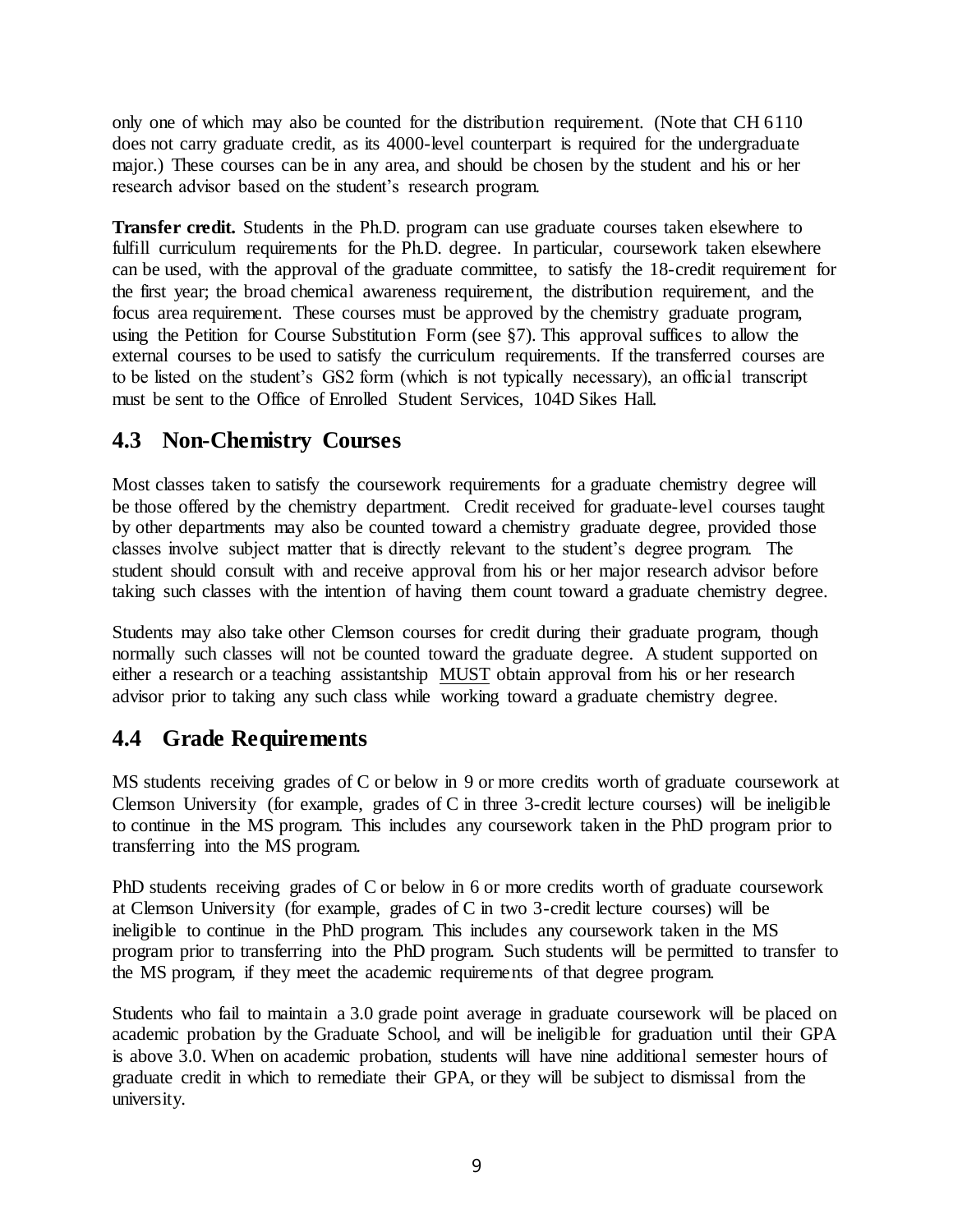only one of which may also be counted for the distribution requirement. (Note that CH 6110 does not carry graduate credit, as its 4000-level counterpart is required for the undergraduate major.) These courses can be in any area, and should be chosen by the student and his or her research advisor based on the student's research program.

**Transfer credit.** Students in the Ph.D. program can use graduate courses taken elsewhere to fulfill curriculum requirements for the Ph.D. degree. In particular, coursework taken elsewhere can be used, with the approval of the graduate committee, to satisfy the 18-credit requirement for the first year; the broad chemical awareness requirement, the distribution requirement, and the focus area requirement. These courses must be approved by the chemistry graduate program, using the Petition for Course Substitution Form (see §7). This approval suffices to allow the external courses to be used to satisfy the curriculum requirements. If the transferred courses are to be listed on the student's GS2 form (which is not typically necessary), an official transcript must be sent to the Office of Enrolled Student Services, 104D Sikes Hall.

## 4.3 Non-Chemistry Courses

Most classes taken to satisfy the coursework requirements for a graduate chemistry degree will be those offered by the chemistry department. Credit received for graduate-level courses taught by other departments may also be counted toward a chemistry graduate degree, provided those classes involve subject matter that is directly relevant to the student's degree program. The student should consult with and receive approval from his or her major research advisor before taking such classes with the intention of having them count toward a graduate chemistry degree.

Students may also take other Clemson courses for credit during their graduate program, though normally such classes will not be counted toward the graduate degree. A student supported on either a research or a teaching assistantship <u>MUST</u> obtain approval from his or her research advisor prior to taking any such class while working toward a graduate chemistry degree.

## 4.4 Grade Requirements

MS students receiving grades of C or below in 9 or more credits worth of graduate coursework at Clemson University (for example, grades of C in three 3-credit lecture courses) will be ineligible to continue in the MS program. This includes any coursework taken in the PhD program prior to transferring into the MS program.

PhD students receiving grades of C or below in 6 or more credits worth of graduate coursework at Clemson University (for example, grades of C in two 3-credit lecture courses) will be ineligible to continue in the PhD program. This includes any coursework taken in the MS program prior to transferring into the PhD program. Such students will be permitted to transfer to the MS program, if they meet the academic requirements of that degree program.

Students who fail to maintain a 3.0 grade point average in graduate coursework will be placed on academic probation by the Graduate School, and will be ineligible for graduation until their GPA is above 3.0. When on academic probation, students will have nine additional semester hours of graduate credit in which to remediate their GPA, or they will be subject to dismissal from the university.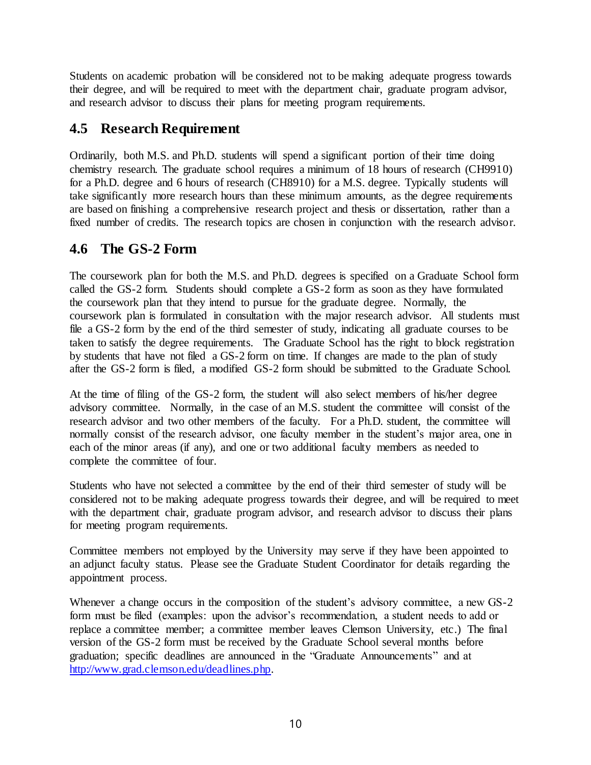Students on academic probation will be considered not to be making adequate progress towards their degree, and will be required to meet with the department chair, graduate program advisor, and research advisor to discuss their plans for meeting program requirements.

## 4.5 Research Requirement

Ordinarily, both M.S. and Ph.D. students will spend a significant portion of their time doing chemistry research. The graduate school requires a minimum of 18 hours of research (CH9910) for a Ph.D. degree and 6 hours of research (CH8910) for a M.S. degree. Typically students will take significantly more research hours than these minimum amounts, as the degree requirements are based on finishing a comprehensive research project and thesis or dissertation, rather than a fixed number of credits. The research topics are chosen in conjunction with the research advisor.

## 4.6 The GS-2 Form

The coursework plan for both the M.S. and Ph.D. degrees is specified on a Graduate School form called the GS-2 form. Students should complete a GS-2 form as soon as they have formulated the coursework plan that they intend to pursue for the graduate degree. Normally, the coursework plan is formulated in consultation with the major research advisor. All students must file a GS-2 form by the end of the third semester of study, indicating all graduate courses to be taken to satisfy the degree requirements. The Graduate School has the right to block registration by students that have not filed a GS-2 form on time. If changes are made to the plan of study after the GS-2 form is filed, a modified GS-2 form should be submitted to the Graduate School.

At the time of filing of the GS-2 form, the student will also select members of his/her degree advisory committee. Normally, in the case of an M.S. student the committee will consist of the research advisor and two other members of the faculty. For a Ph.D. student, the committee will normally consist of the research advisor, one faculty member in the student's major area, one in each of the minor areas (if any), and one or two additional faculty members as needed to complete the committee of four.

Students who have not selected a committee by the end of their third semester of study will be considered not to be making adequate progress towards their degree, and will be required to meet with the department chair, graduate program advisor, and research advisor to discuss their plans for meeting program requirements.

Committee members not employed by the University may serve if they have been appointed to an adjunct faculty status. Please see the Graduate Student Coordinator for details regarding the appointment process.

Whenever a change occurs in the composition of the student's advisory committee, a new GS-2 form must be filed (examples: upon the advisor's recommendation, a student needs to add or replace a committee member; a committee member leaves Clemson University, etc.) The final version of the GS-2 form must be received by the Graduate School several months before graduation; specific deadlines are announced in the "Graduate Announcements" and at [http://www.grad.clemson.edu/deadlines.php](http://www.grad.clemson.edu/deadlines.php).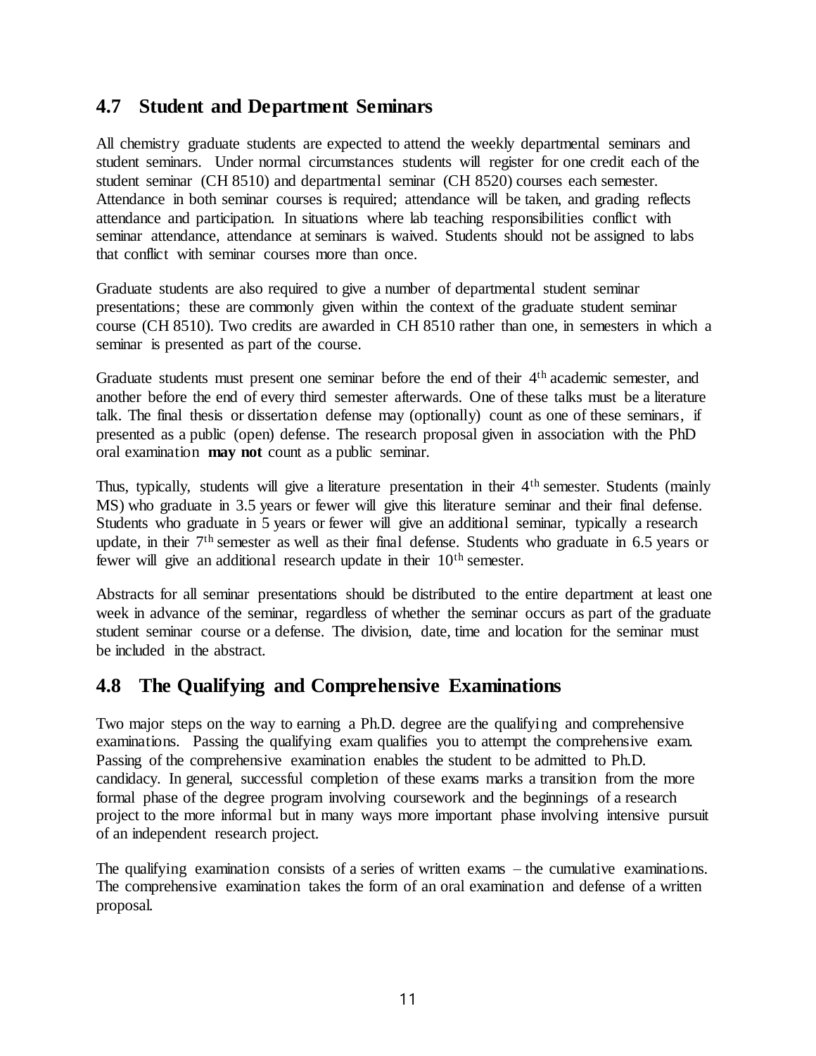## 4.7 Student and Department Seminars

All chemistry graduate students are expected to attend the weekly departmental seminars and student seminars. Under normal circumstances students will register for one credit each of the student seminar (CH 8510) and departmental seminar (CH 8520) courses each semester. Attendance in both seminar courses is required; attendance will be taken, and grading reflects attendance and participation. In situations where lab teaching responsibilities conflict with seminar attendance, attendance at seminars is waived. Students should not be assigned to labs that conflict with seminar courses more than once.

Graduate students are also required to give a number of departmental student seminar presentations; these are commonly given within the context of the graduate student seminar course (CH 8510). Two credits are awarded in CH 8510 rather than one, in semesters in which a seminar is presented as part of the course.

Graduate students must present one seminar before the end of their 4th academic semester, and another before the end of every third semester afterwards. One of these talks must be a literature talk. The final thesis or dissertation defense may (optionally) count as one of these seminars, if presented as a public (open) defense. The research proposal given in association with the PhD oral examination **may not** count as a public seminar.

Thus, typically, students will give a literature presentation in their 4th semester. Students (mainly MS) who graduate in 3.5 years or fewer will give this literature seminar and their final defense. Students who graduate in 5 years or fewer will give an additional seminar, typically a research update, in their 7th semester as well as their final defense. Students who graduate in 6.5 years or fewer will give an additional research update in their 10th semester.

Abstracts for all seminar presentations should be distributed to the entire department at least one week in advance of the seminar, regardless of whether the seminar occurs as part of the graduate student seminar course or a defense. The division, date, time and location for the seminar must be included in the abstract.

## 4.8 The Qualifying and Comprehensive Examinations

Two major steps on the way to earning a Ph.D. degree are the qualifying and comprehensive examinations. Passing the qualifying exam qualifies you to attempt the comprehensive exam. Passing of the comprehensive examination enables the student to be admitted to Ph.D. candidacy. In general, successful completion of these exams marks a transition from the more formal phase of the degree program involving coursework and the beginnings of a research project to the more informal but in many ways more important phase involving intensive pursuit of an independent research project.

The qualifying examination consists of a series of written exams – the cumulative examinations. The comprehensive examination takes the form of an oral examination and defense of a written proposal.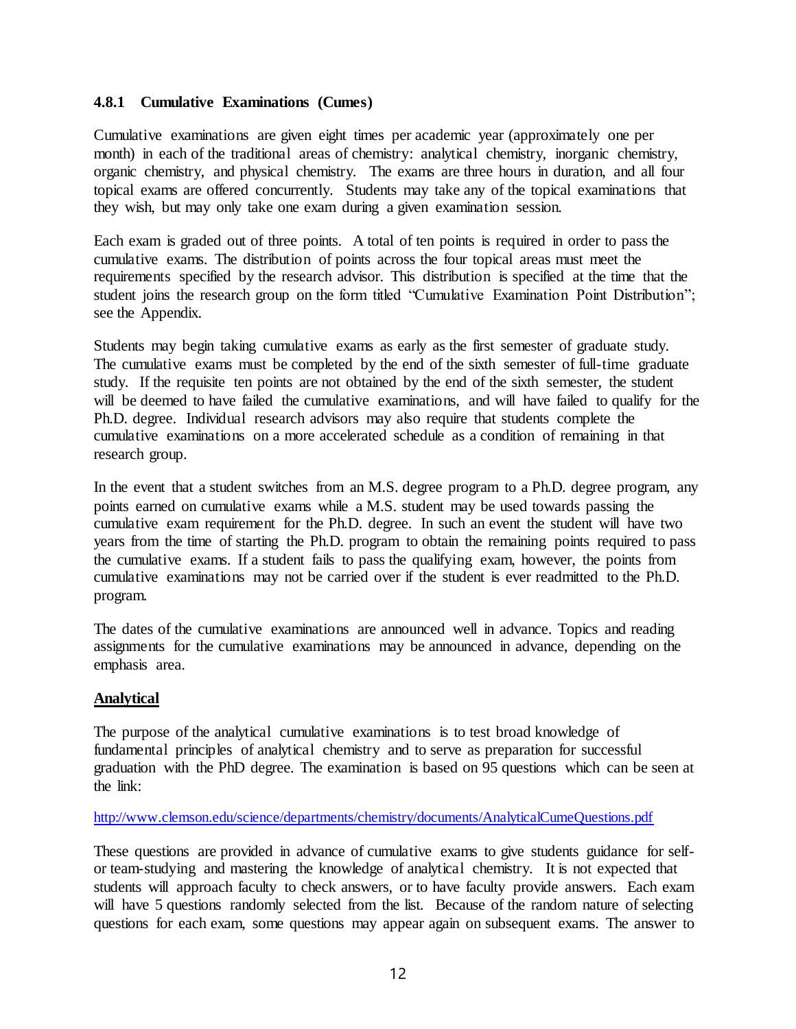### 4.8.1 Cumulative Examinations (Cumes)

Cumulative examinations are given eight times per academic year (approximately one per month) in each of the traditional areas of chemistry: analytical chemistry, inorganic chemistry, organic chemistry, and physical chemistry. The exams are three hours in duration, and all four topical exams are offered concurrently. Students may take any of the topical examinations that they wish, but may only take one exam during a given examination session.

Each exam is graded out of three points. A total of ten points is required in order to pass the cumulative exams. The distribution of points across the four topical areas must meet the requirements specified by the research advisor. This distribution is specified at the time that the student joins the research group on the form titled "Cumulative Examination Point Distribution"; see the Appendix.

Students may begin taking cumulative exams as early as the first semester of graduate study. The cumulative exams must be completed by the end of the sixth semester of full-time graduate study. If the requisite ten points are not obtained by the end of the sixth semester, the student will be deemed to have failed the cumulative examinations, and will have failed to qualify for the Ph.D. degree. Individual research advisors may also require that students complete the cumulative examinations on a more accelerated schedule as a condition of remaining in that research group.

In the event that a student switches from an M.S. degree program to a Ph.D. degree program, any points earned on cumulative exams while a M.S. student may be used towards passing the cumulative exam requirement for the Ph.D. degree. In such an event the student will have two years from the time of starting the Ph.D. program to obtain the remaining points required to pass the cumulative exams. If a student fails to pass the qualifying exam, however, the points from cumulative examinations may not be carried over if the student is ever readmitted to the Ph.D. program.

The dates of the cumulative examinations are announced well in advance. Topics and reading assignments for the cumulative examinations may be announced in advance, depending on the emphasis area.

**Analytical**

The purpose of the analytical cumulative examinations is to test broad knowledge of fundamental principles of analytical chemistry and to serve as preparation for successful graduation with the PhD degree. The examination is based on 95 questions which can be seen at the link:

http://www.clemson.edu/science/departments/chemistry/documents/AnalyticalCumeQuestions.pdf

These questions are provided in advance of cumulative exams to give students guidance for self- or team-studying and mastering the knowledge of analytical chemistry. It is not expected that students will approach faculty to check answers, or to have faculty provide answers. Each exam will have 5 questions randomly selected from the list. Because of the random nature of selecting questions for each exam, some questions may appear again on subsequent exams. The answer to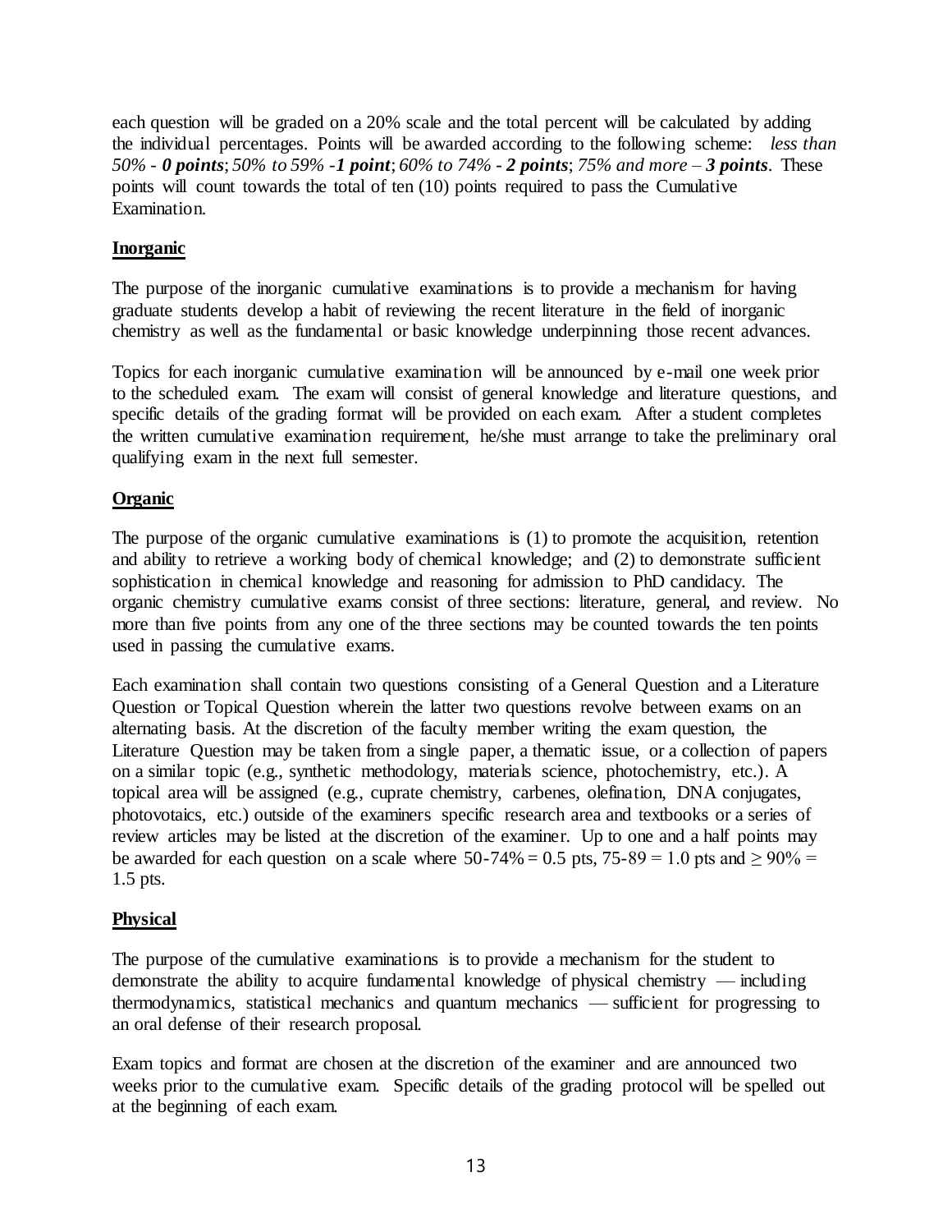each question will be graded on a 20% scale and the total percent will be calculated by adding the individual percentages. Points will be awarded according to the following scheme: *less than 50% - **0 points**; 50% to 59% -**1 point**; 60% to 74% - **2 points**; 75% and more – **3 points***. These points will count towards the total of ten (10) points required to pass the Cumulative Examination.

**Inorganic**

The purpose of the inorganic cumulative examinations is to provide a mechanism for having graduate students develop a habit of reviewing the recent literature in the field of inorganic chemistry as well as the fundamental or basic knowledge underpinning those recent advances.

Topics for each inorganic cumulative examination will be announced by e-mail one week prior to the scheduled exam. The exam will consist of general knowledge and literature questions, and specific details of the grading format will be provided on each exam. After a student completes the written cumulative examination requirement, he/she must arrange to take the preliminary oral qualifying exam in the next full semester.

**Organic**

The purpose of the organic cumulative examinations is (1) to promote the acquisition, retention and ability to retrieve a working body of chemical knowledge; and (2) to demonstrate sufficient sophistication in chemical knowledge and reasoning for admission to PhD candidacy. The organic chemistry cumulative exams consist of three sections: literature, general, and review. No more than five points from any one of the three sections may be counted towards the ten points used in passing the cumulative exams.

Each examination shall contain two questions consisting of a General Question and a Literature Question or Topical Question wherein the latter two questions revolve between exams on an alternating basis. At the discretion of the faculty member writing the exam question, the Literature Question may be taken from a single paper, a thematic issue, or a collection of papers on a similar topic (e.g., synthetic methodology, materials science, photochemistry, etc.). A topical area will be assigned (e.g., cuprate chemistry, carbenes, olefination, DNA conjugates, photovotaics, etc.) outside of the examiners specific research area and textbooks or a series of review articles may be listed at the discretion of the examiner. Up to one and a half points may be awarded for each question on a scale where 50-74% = 0.5 pts, 75-89 = 1.0 pts and ≥ 90% = 1.5 pts.

**Physical**

The purpose of the cumulative examinations is to provide a mechanism for the student to demonstrate the ability to acquire fundamental knowledge of physical chemistry — including thermodynamics, statistical mechanics and quantum mechanics — sufficient for progressing to an oral defense of their research proposal.

Exam topics and format are chosen at the discretion of the examiner and are announced two weeks prior to the cumulative exam. Specific details of the grading protocol will be spelled out at the beginning of each exam.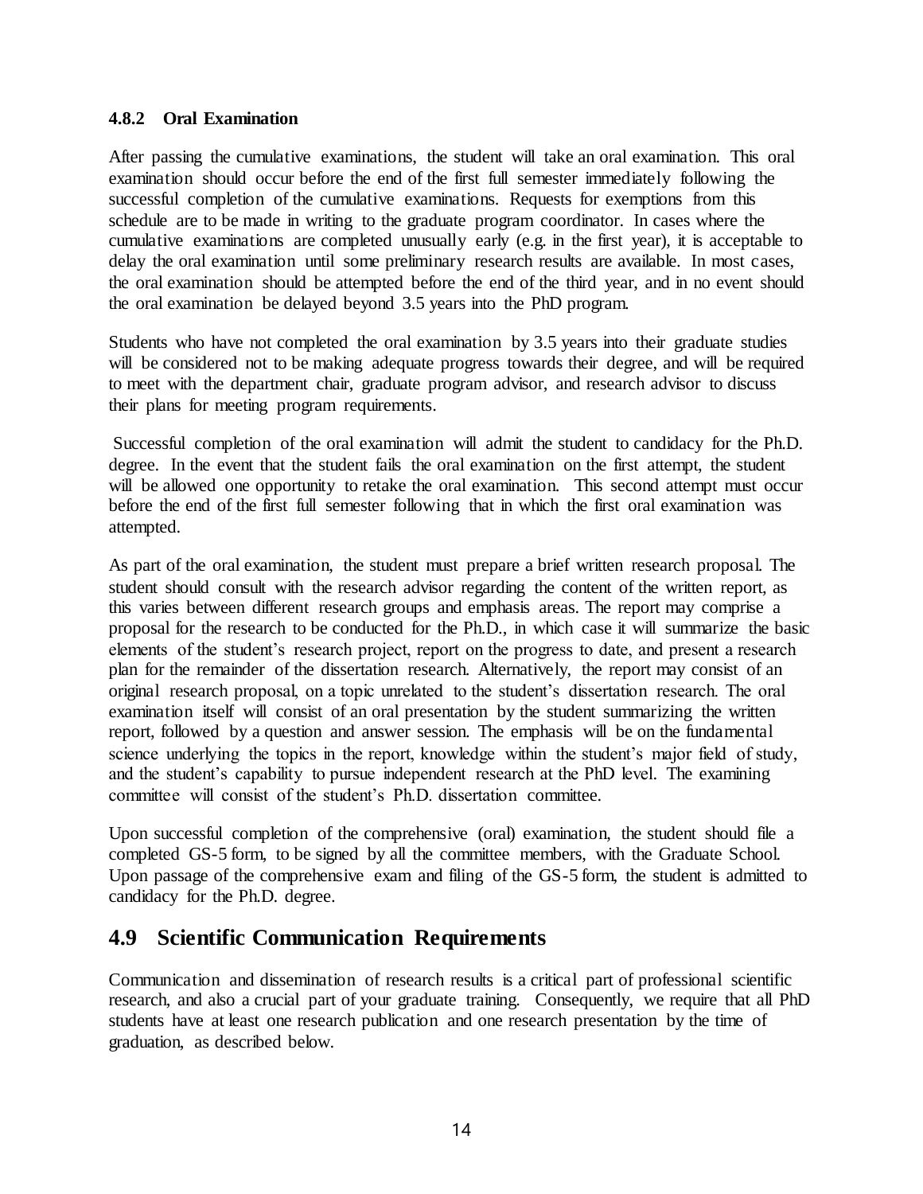#### 4.8.2 Oral Examination

After passing the cumulative examinations, the student will take an oral examination. This oral examination should occur before the end of the first full semester immediately following the successful completion of the cumulative examinations. Requests for exemptions from this schedule are to be made in writing to the graduate program coordinator. In cases where the cumulative examinations are completed unusually early (e.g. in the first year), it is acceptable to delay the oral examination until some preliminary research results are available. In most cases, the oral examination should be attempted before the end of the third year, and in no event should the oral examination be delayed beyond 3.5 years into the PhD program.

Students who have not completed the oral examination by 3.5 years into their graduate studies will be considered not to be making adequate progress towards their degree, and will be required to meet with the department chair, graduate program advisor, and research advisor to discuss their plans for meeting program requirements.

Successful completion of the oral examination will admit the student to candidacy for the Ph.D. degree. In the event that the student fails the oral examination on the first attempt, the student will be allowed one opportunity to retake the oral examination. This second attempt must occur before the end of the first full semester following that in which the first oral examination was attempted.

As part of the oral examination, the student must prepare a brief written research proposal. The student should consult with the research advisor regarding the content of the written report, as this varies between different research groups and emphasis areas. The report may comprise a proposal for the research to be conducted for the Ph.D., in which case it will summarize the basic elements of the student's research project, report on the progress to date, and present a research plan for the remainder of the dissertation research. Alternatively, the report may consist of an original research proposal, on a topic unrelated to the student's dissertation research. The oral examination itself will consist of an oral presentation by the student summarizing the written report, followed by a question and answer session. The emphasis will be on the fundamental science underlying the topics in the report, knowledge within the student's major field of study, and the student's capability to pursue independent research at the PhD level. The examining committee will consist of the student's Ph.D. dissertation committee.

Upon successful completion of the comprehensive (oral) examination, the student should file a completed GS-5 form, to be signed by all the committee members, with the Graduate School. Upon passage of the comprehensive exam and filing of the GS-5 form, the student is admitted to candidacy for the Ph.D. degree.

## 4.9 Scientific Communication Requirements

Communication and dissemination of research results is a critical part of professional scientific research, and also a crucial part of your graduate training. Consequently, we require that all PhD students have at least one research publication and one research presentation by the time of graduation, as described below.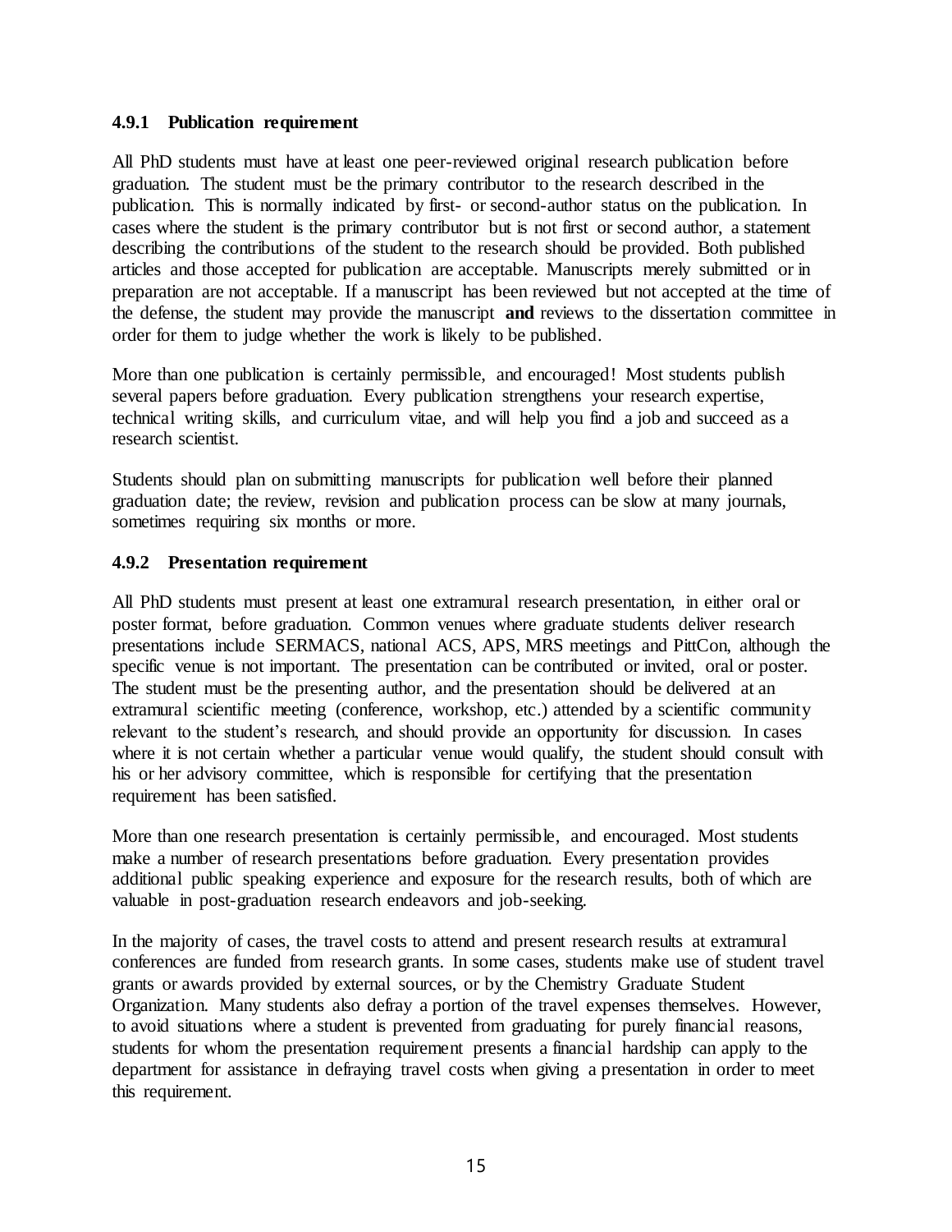### 4.9.1 Publication requirement

All PhD students must have at least one peer-reviewed original research publication before graduation. The student must be the primary contributor to the research described in the publication. This is normally indicated by first- or second-author status on the publication. In cases where the student is the primary contributor but is not first or second author, a statement describing the contributions of the student to the research should be provided. Both published articles and those accepted for publication are acceptable. Manuscripts merely submitted or in preparation are not acceptable. If a manuscript has been reviewed but not accepted at the time of the defense, the student may provide the manuscript **and** reviews to the dissertation committee in order for them to judge whether the work is likely to be published.

More than one publication is certainly permissible, and encouraged! Most students publish several papers before graduation. Every publication strengthens your research expertise, technical writing skills, and curriculum vitae, and will help you find a job and succeed as a research scientist.

Students should plan on submitting manuscripts for publication well before their planned graduation date; the review, revision and publication process can be slow at many journals, sometimes requiring six months or more.

### 4.9.2 Presentation requirement

All PhD students must present at least one extramural research presentation, in either oral or poster format, before graduation. Common venues where graduate students deliver research presentations include SERMACS, national ACS, APS, MRS meetings and PittCon, although the specific venue is not important. The presentation can be contributed or invited, oral or poster. The student must be the presenting author, and the presentation should be delivered at an extramural scientific meeting (conference, workshop, etc.) attended by a scientific community relevant to the student's research, and should provide an opportunity for discussion. In cases where it is not certain whether a particular venue would qualify, the student should consult with his or her advisory committee, which is responsible for certifying that the presentation requirement has been satisfied.

More than one research presentation is certainly permissible, and encouraged. Most students make a number of research presentations before graduation. Every presentation provides additional public speaking experience and exposure for the research results, both of which are valuable in post-graduation research endeavors and job-seeking.

In the majority of cases, the travel costs to attend and present research results at extramural conferences are funded from research grants. In some cases, students make use of student travel grants or awards provided by external sources, or by the Chemistry Graduate Student Organization. Many students also defray a portion of the travel expenses themselves. However, to avoid situations where a student is prevented from graduating for purely financial reasons, students for whom the presentation requirement presents a financial hardship can apply to the department for assistance in defraying travel costs when giving a presentation in order to meet this requirement.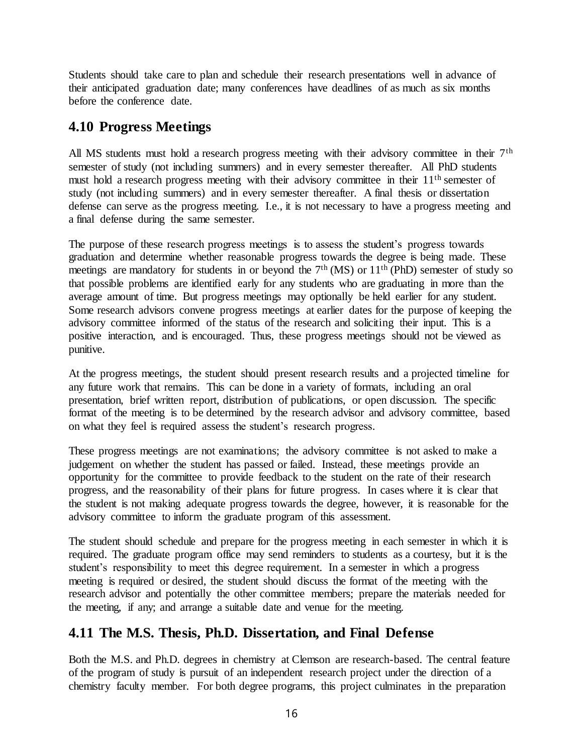Students should take care to plan and schedule their research presentations well in advance of their anticipated graduation date; many conferences have deadlines of as much as six months before the conference date.

## 4.10 Progress Meetings

All MS students must hold a research progress meeting with their advisory committee in their 7th semester of study (not including summers) and in every semester thereafter. All PhD students must hold a research progress meeting with their advisory committee in their 11th semester of study (not including summers) and in every semester thereafter. A final thesis or dissertation defense can serve as the progress meeting. I.e., it is not necessary to have a progress meeting and a final defense during the same semester.

The purpose of these research progress meetings is to assess the student's progress towards graduation and determine whether reasonable progress towards the degree is being made. These meetings are mandatory for students in or beyond the 7th (MS) or 11th (PhD) semester of study so that possible problems are identified early for any students who are graduating in more than the average amount of time. But progress meetings may optionally be held earlier for any student. Some research advisors convene progress meetings at earlier dates for the purpose of keeping the advisory committee informed of the status of the research and soliciting their input. This is a positive interaction, and is encouraged. Thus, these progress meetings should not be viewed as punitive.

At the progress meetings, the student should present research results and a projected timeline for any future work that remains. This can be done in a variety of formats, including an oral presentation, brief written report, distribution of publications, or open discussion. The specific format of the meeting is to be determined by the research advisor and advisory committee, based on what they feel is required assess the student's research progress.

These progress meetings are not examinations; the advisory committee is not asked to make a judgement on whether the student has passed or failed. Instead, these meetings provide an opportunity for the committee to provide feedback to the student on the rate of their research progress, and the reasonability of their plans for future progress. In cases where it is clear that the student is not making adequate progress towards the degree, however, it is reasonable for the advisory committee to inform the graduate program of this assessment.

The student should schedule and prepare for the progress meeting in each semester in which it is required. The graduate program office may send reminders to students as a courtesy, but it is the student's responsibility to meet this degree requirement. In a semester in which a progress meeting is required or desired, the student should discuss the format of the meeting with the research advisor and potentially the other committee members; prepare the materials needed for the meeting, if any; and arrange a suitable date and venue for the meeting.

## 4.11 The M.S. Thesis, Ph.D. Dissertation, and Final Defense

Both the M.S. and Ph.D. degrees in chemistry at Clemson are research-based. The central feature of the program of study is pursuit of an independent research project under the direction of a chemistry faculty member. For both degree programs, this project culminates in the preparation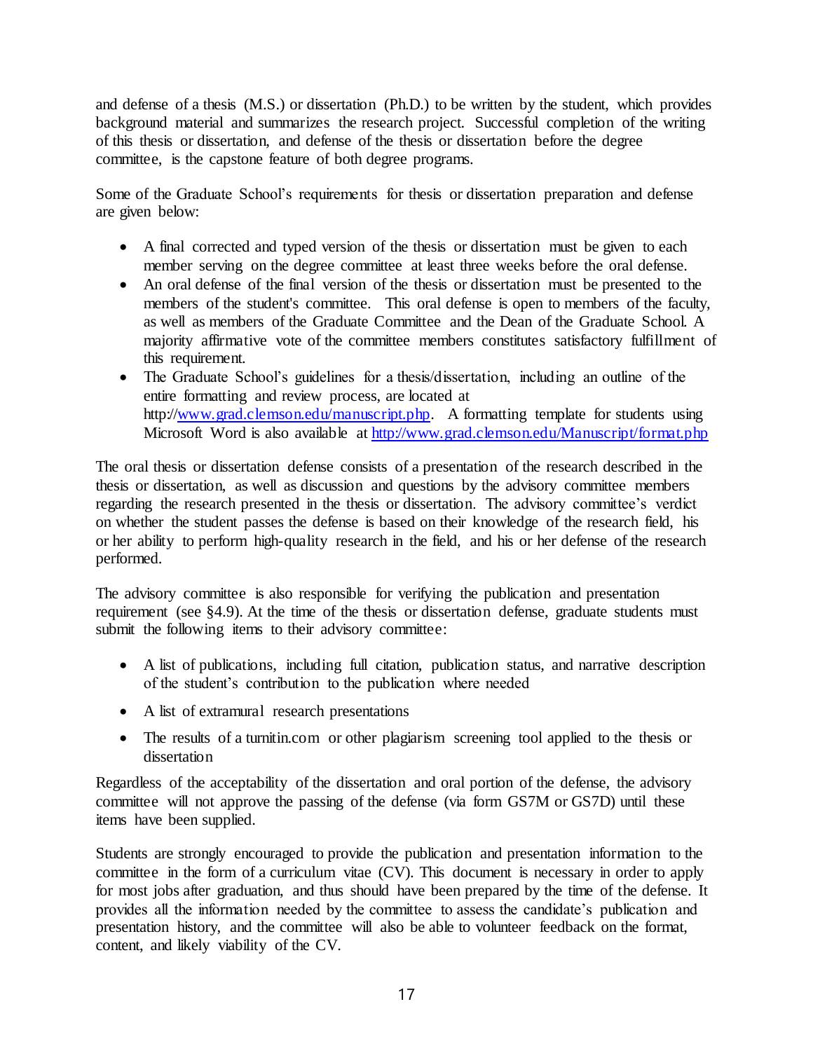and defense of a thesis (M.S.) or dissertation (Ph.D.) to be written by the student, which provides background material and summarizes the research project. Successful completion of the writing of this thesis or dissertation, and defense of the thesis or dissertation before the degree committee, is the capstone feature of both degree programs.

Some of the Graduate School's requirements for thesis or dissertation preparation and defense are given below:

- A final corrected and typed version of the thesis or dissertation must be given to each member serving on the degree committee at least three weeks before the oral defense.
- An oral defense of the final version of the thesis or dissertation must be presented to the members of the student's committee. This oral defense is open to members of the faculty, as well as members of the Graduate Committee and the Dean of the Graduate School. A majority affirmative vote of the committee members constitutes satisfactory fulfillment of this requirement.
- The Graduate School's guidelines for a thesis/dissertation, including an outline of the entire formatting and review process, are located at http://www.grad.clemson.edu/manuscript.php. A formatting template for students using Microsoft Word is also available at http://www.grad.clemson.edu/Manuscript/format.php

The oral thesis or dissertation defense consists of a presentation of the research described in the thesis or dissertation, as well as discussion and questions by the advisory committee members regarding the research presented in the thesis or dissertation. The advisory committee's verdict on whether the student passes the defense is based on their knowledge of the research field, his or her ability to perform high-quality research in the field, and his or her defense of the research performed.

The advisory committee is also responsible for verifying the publication and presentation requirement (see §4.9). At the time of the thesis or dissertation defense, graduate students must submit the following items to their advisory committee:

- A list of publications, including full citation, publication status, and narrative description of the student's contribution to the publication where needed
- A list of extramural research presentations
- The results of a turnitin.com or other plagiarism screening tool applied to the thesis or dissertation

Regardless of the acceptability of the dissertation and oral portion of the defense, the advisory committee will not approve the passing of the defense (via form GS7M or GS7D) until these items have been supplied.

Students are strongly encouraged to provide the publication and presentation information to the committee in the form of a curriculum vitae (CV). This document is necessary in order to apply for most jobs after graduation, and thus should have been prepared by the time of the defense. It provides all the information needed by the committee to assess the candidate's publication and presentation history, and the committee will also be able to volunteer feedback on the format, content, and likely viability of the CV.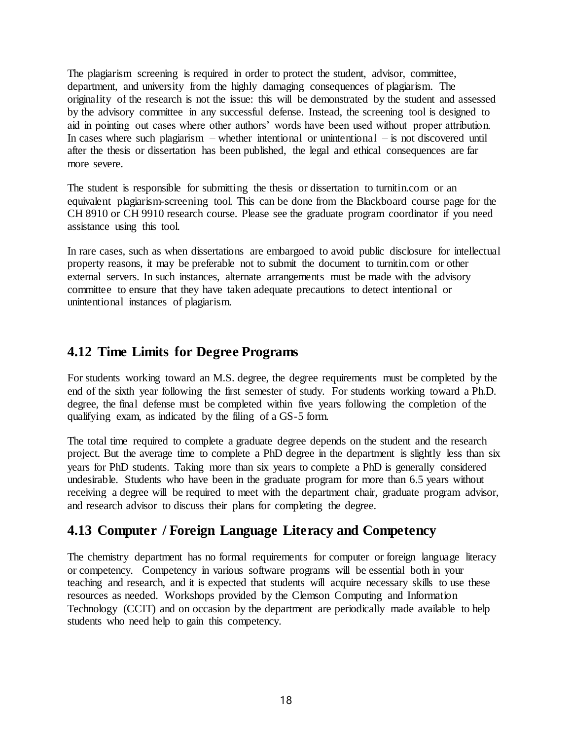The plagiarism screening is required in order to protect the student, advisor, committee, department, and university from the highly damaging consequences of plagiarism. The originality of the research is not the issue: this will be demonstrated by the student and assessed by the advisory committee in any successful defense. Instead, the screening tool is designed to aid in pointing out cases where other authors' words have been used without proper attribution. In cases where such plagiarism – whether intentional or unintentional – is not discovered until after the thesis or dissertation has been published, the legal and ethical consequences are far more severe.

The student is responsible for submitting the thesis or dissertation to turnitin.com or an equivalent plagiarism-screening tool. This can be done from the Blackboard course page for the CH 8910 or CH 9910 research course. Please see the graduate program coordinator if you need assistance using this tool.

In rare cases, such as when dissertations are embargoed to avoid public disclosure for intellectual property reasons, it may be preferable not to submit the document to turnitin.com or other external servers. In such instances, alternate arrangements must be made with the advisory committee to ensure that they have taken adequate precautions to detect intentional or unintentional instances of plagiarism.

## 4.12 Time Limits for Degree Programs

For students working toward an M.S. degree, the degree requirements must be completed by the end of the sixth year following the first semester of study. For students working toward a Ph.D. degree, the final defense must be completed within five years following the completion of the qualifying exam, as indicated by the filing of a GS-5 form.

The total time required to complete a graduate degree depends on the student and the research project. But the average time to complete a PhD degree in the department is slightly less than six years for PhD students. Taking more than six years to complete a PhD is generally considered undesirable. Students who have been in the graduate program for more than 6.5 years without receiving a degree will be required to meet with the department chair, graduate program advisor, and research advisor to discuss their plans for completing the degree.

## 4.13 Computer / Foreign Language Literacy and Competency

The chemistry department has no formal requirements for computer or foreign language literacy or competency. Competency in various software programs will be essential both in your teaching and research, and it is expected that students will acquire necessary skills to use these resources as needed. Workshops provided by the Clemson Computing and Information Technology (CCIT) and on occasion by the department are periodically made available to help students who need help to gain this competency.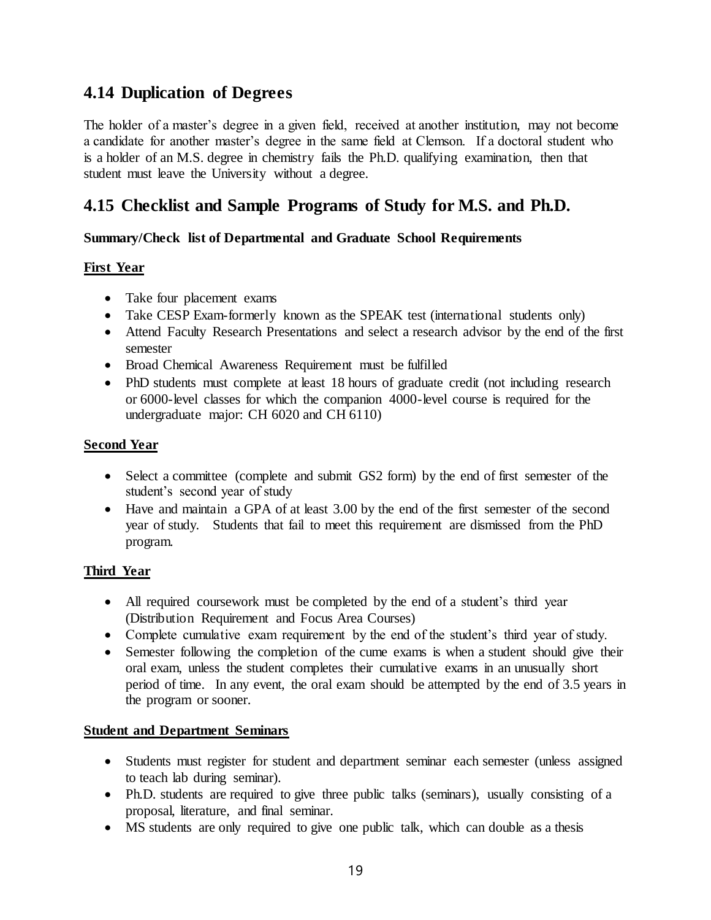## 4.14 Duplication of Degrees

The holder of a master's degree in a given field, received at another institution, may not become a candidate for another master's degree in the same field at Clemson. If a doctoral student who is a holder of an M.S. degree in chemistry fails the Ph.D. qualifying examination, then that student must leave the University without a degree.

## 4.15 Checklist and Sample Programs of Study for M.S. and Ph.D.

**Summary/Check list of Departmental and Graduate School Requirements**

**First Year**

- Take four placement exams
- Take CESP Exam-formerly known as the SPEAK test (international students only)
- Attend Faculty Research Presentations and select a research advisor by the end of the first semester
- Broad Chemical Awareness Requirement must be fulfilled
- PhD students must complete at least 18 hours of graduate credit (not including research or 6000-level classes for which the companion 4000-level course is required for the undergraduate major: CH 6020 and CH 6110)

**Second Year**

- Select a committee (complete and submit GS2 form) by the end of first semester of the student's second year of study
- Have and maintain a GPA of at least 3.00 by the end of the first semester of the second year of study. Students that fail to meet this requirement are dismissed from the PhD program.

**Third Year**

- All required coursework must be completed by the end of a student's third year (Distribution Requirement and Focus Area Courses)
- Complete cumulative exam requirement by the end of the student's third year of study.
- Semester following the completion of the cume exams is when a student should give their oral exam, unless the student completes their cumulative exams in an unusually short period of time. In any event, the oral exam should be attempted by the end of 3.5 years in the program or sooner.

**Student and Department Seminars**

- Students must register for student and department seminar each semester (unless assigned to teach lab during seminar).
- Ph.D. students are required to give three public talks (seminars), usually consisting of a proposal, literature, and final seminar.
- MS students are only required to give one public talk, which can double as a thesis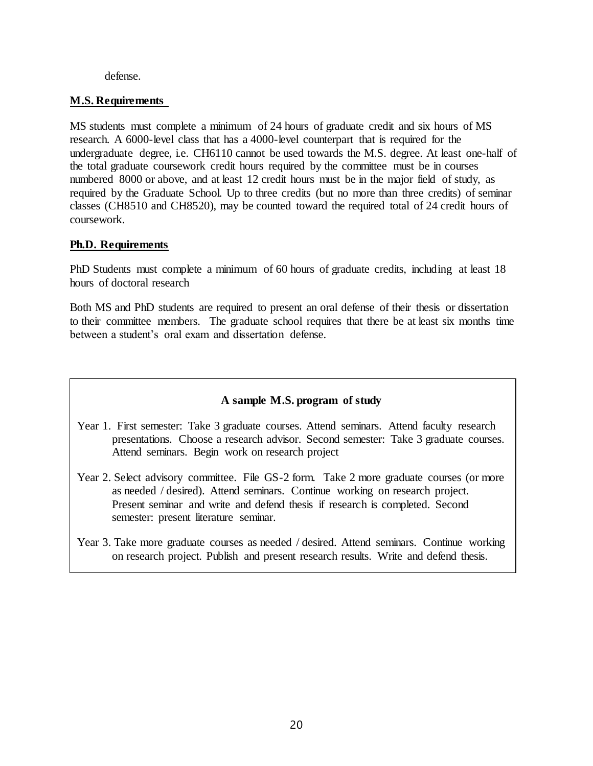defense.

**M.S. Requirements**

MS students must complete a minimum of 24 hours of graduate credit and six hours of MS research. A 6000-level class that has a 4000-level counterpart that is required for the undergraduate degree, i.e. CH6110 cannot be used towards the M.S. degree. At least one-half of the total graduate coursework credit hours required by the committee must be in courses numbered 8000 or above, and at least 12 credit hours must be in the major field of study, as required by the Graduate School. Up to three credits (but no more than three credits) of seminar classes (CH8510 and CH8520), may be counted toward the required total of 24 credit hours of coursework.

**Ph.D. Requirements**

PhD Students must complete a minimum of 60 hours of graduate credits, including at least 18 hours of doctoral research

Both MS and PhD students are required to present an oral defense of their thesis or dissertation to their committee members. The graduate school requires that there be at least six months time between a student's oral exam and dissertation defense.

**A sample M.S. program of study**

Year 1. First semester: Take 3 graduate courses. Attend seminars. Attend faculty research presentations. Choose a research advisor. Second semester: Take 3 graduate courses. Attend seminars. Begin work on research project

Year 2. Select advisory committee. File GS-2 form. Take 2 more graduate courses (or more as needed / desired). Attend seminars. Continue working on research project. Present seminar and write and defend thesis if research is completed. Second semester: present literature seminar.

Year 3. Take more graduate courses as needed / desired. Attend seminars. Continue working on research project. Publish and present research results. Write and defend thesis.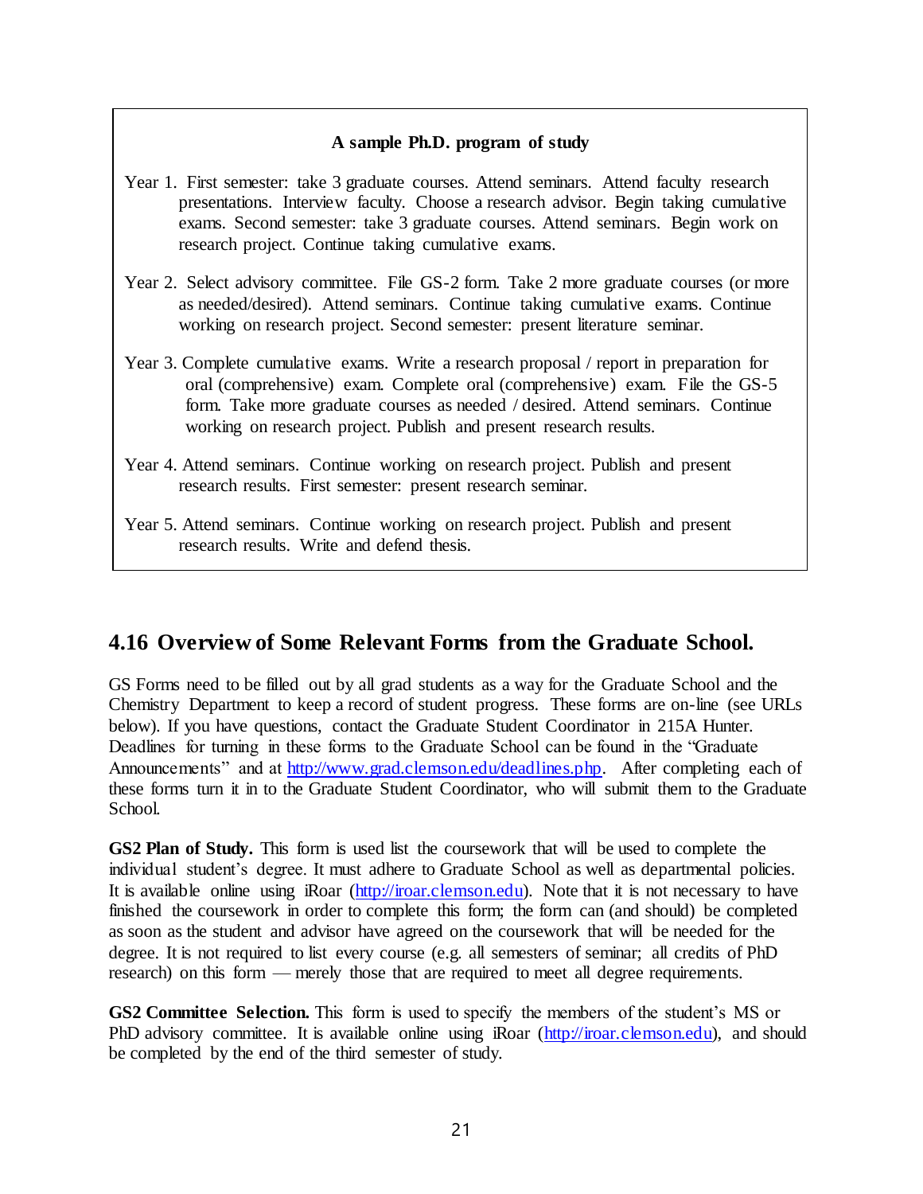**A sample Ph.D. program of study**

Year 1. First semester: take 3 graduate courses. Attend seminars. Attend faculty research presentations. Interview faculty. Choose a research advisor. Begin taking cumulative exams. Second semester: take 3 graduate courses. Attend seminars. Begin work on research project. Continue taking cumulative exams.

Year 2. Select advisory committee. File GS-2 form. Take 2 more graduate courses (or more as needed/desired). Attend seminars. Continue taking cumulative exams. Continue working on research project. Second semester: present literature seminar.

Year 3. Complete cumulative exams. Write a research proposal / report in preparation for oral (comprehensive) exam. Complete oral (comprehensive) exam. File the GS-5 form. Take more graduate courses as needed / desired. Attend seminars. Continue working on research project. Publish and present research results.

Year 4. Attend seminars. Continue working on research project. Publish and present research results. First semester: present research seminar.

Year 5. Attend seminars. Continue working on research project. Publish and present research results. Write and defend thesis.

## 4.16 Overview of Some Relevant Forms from the Graduate School.

GS Forms need to be filled out by all grad students as a way for the Graduate School and the Chemistry Department to keep a record of student progress. These forms are on-line (see URLs below). If you have questions, contact the Graduate Student Coordinator in 215A Hunter. Deadlines for turning in these forms to the Graduate School can be found in the "Graduate Announcements" and at http://www.grad.clemson.edu/deadlines.php. After completing each of these forms turn it in to the Graduate Student Coordinator, who will submit them to the Graduate School.

**GS2 Plan of Study.** This form is used list the coursework that will be used to complete the individual student's degree. It must adhere to Graduate School as well as departmental policies. It is available online using iRoar (http://iroar.clemson.edu). Note that it is not necessary to have finished the coursework in order to complete this form; the form can (and should) be completed as soon as the student and advisor have agreed on the coursework that will be needed for the degree. It is not required to list every course (e.g. all semesters of seminar; all credits of PhD research) on this form — merely those that are required to meet all degree requirements.

**GS2 Committee Selection.** This form is used to specify the members of the student's MS or PhD advisory committee. It is available online using iRoar (http://iroar.clemson.edu), and should be completed by the end of the third semester of study.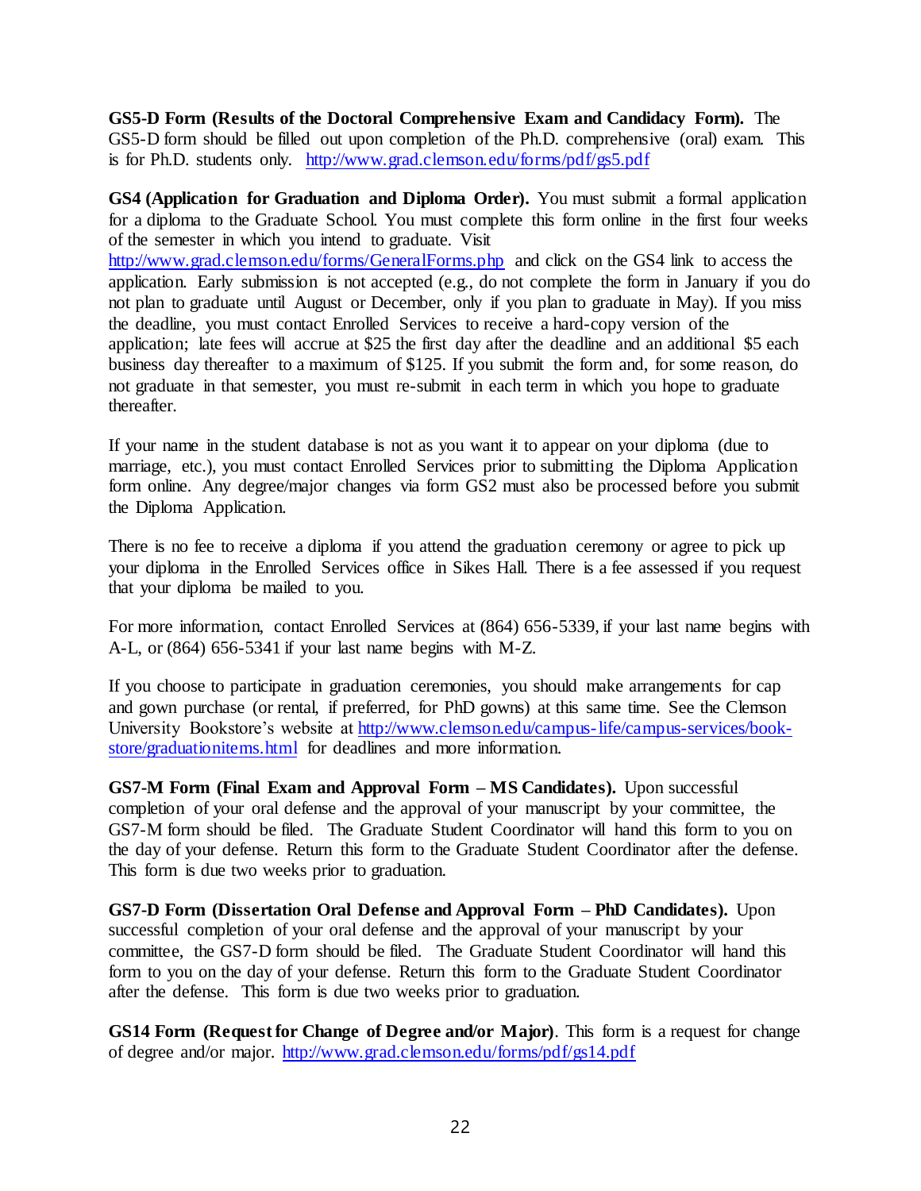**GS5-D Form (Results of the Doctoral Comprehensive Exam and Candidacy Form).** The GS5-D form should be filled out upon completion of the Ph.D. comprehensive (oral) exam. This is for Ph.D. students only. http://www.grad.clemson.edu/forms/pdf/gs5.pdf

**GS4 (Application for Graduation and Diploma Order).** You must submit a formal application for a diploma to the Graduate School. You must complete this form online in the first four weeks of the semester in which you intend to graduate. Visit http://www.grad.clemson.edu/forms/GeneralForms.php and click on the GS4 link to access the application. Early submission is not accepted (e.g., do not complete the form in January if you do not plan to graduate until August or December, only if you plan to graduate in May). If you miss the deadline, you must contact Enrolled Services to receive a hard-copy version of the application; late fees will accrue at $25 the first day after the deadline and an additional $5 each business day thereafter to a maximum of $125. If you submit the form and, for some reason, do not graduate in that semester, you must re-submit in each term in which you hope to graduate thereafter.

If your name in the student database is not as you want it to appear on your diploma (due to marriage, etc.), you must contact Enrolled Services prior to submitting the Diploma Application form online. Any degree/major changes via form GS2 must also be processed before you submit the Diploma Application.

There is no fee to receive a diploma if you attend the graduation ceremony or agree to pick up your diploma in the Enrolled Services office in Sikes Hall. There is a fee assessed if you request that your diploma be mailed to you.

For more information, contact Enrolled Services at (864) 656-5339, if your last name begins with A-L, or (864) 656-5341 if your last name begins with M-Z.

If you choose to participate in graduation ceremonies, you should make arrangements for cap and gown purchase (or rental, if preferred, for PhD gowns) at this same time. See the Clemson University Bookstore's website at http://www.clemson.edu/campus-life/campus-services/book-store/graduationitems.html for deadlines and more information.

**GS7-M Form (Final Exam and Approval Form – MS Candidates).** Upon successful completion of your oral defense and the approval of your manuscript by your committee, the GS7-M form should be filed. The Graduate Student Coordinator will hand this form to you on the day of your defense. Return this form to the Graduate Student Coordinator after the defense. This form is due two weeks prior to graduation.

**GS7-D Form (Dissertation Oral Defense and Approval Form – PhD Candidates).** Upon successful completion of your oral defense and the approval of your manuscript by your committee, the GS7-D form should be filed. The Graduate Student Coordinator will hand this form to you on the day of your defense. Return this form to the Graduate Student Coordinator after the defense. This form is due two weeks prior to graduation.

**GS14 Form (Request for Change of Degree and/or Major)**. This form is a request for change of degree and/or major. http://www.grad.clemson.edu/forms/pdf/gs14.pdf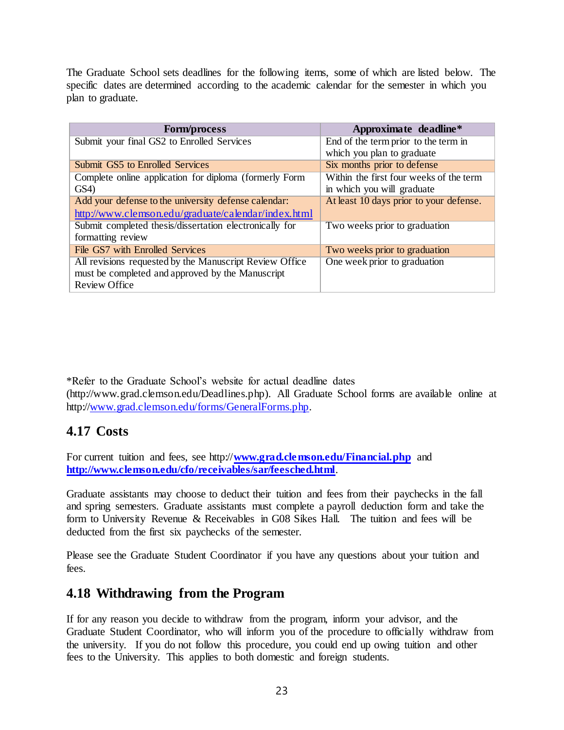The Graduate School sets deadlines for the following items, some of which are listed below. The specific dates are determined according to the academic calendar for the semester in which you plan to graduate.

| Form/process | Approximate deadline* |
|---|---|
| Submit your final GS2 to Enrolled Services | End of the term prior to the term in which you plan to graduate |
| Submit GS5 to Enrolled Services | Six months prior to defense |
| Complete online application for diploma (formerly Form GS4) | Within the first four weeks of the term in which you will graduate |
| Add your defense to the university defense calendar: http://www.clemson.edu/graduate/calendar/index.html | At least 10 days prior to your defense. |
| Submit completed thesis/dissertation electronically for formatting review | Two weeks prior to graduation |
| File GS7 with Enrolled Services | Two weeks prior to graduation |
| All revisions requested by the Manuscript Review Office must be completed and approved by the Manuscript Review Office | One week prior to graduation |

*Refer to the Graduate School's website for actual deadline dates (http://www.grad.clemson.edu/Deadlines.php). All Graduate School forms are available online at http://www.grad.clemson.edu/forms/GeneralForms.php.

## 4.17 Costs

For current tuition and fees, see http://**www.grad.clemson.edu/Financial.php** and **http://www.clemson.edu/cfo/receivables/sar/feesched.html**.

Graduate assistants may choose to deduct their tuition and fees from their paychecks in the fall and spring semesters. Graduate assistants must complete a payroll deduction form and take the form to University Revenue & Receivables in G08 Sikes Hall. The tuition and fees will be deducted from the first six paychecks of the semester.

Please see the Graduate Student Coordinator if you have any questions about your tuition and fees.

## 4.18 Withdrawing from the Program

If for any reason you decide to withdraw from the program, inform your advisor, and the Graduate Student Coordinator, who will inform you of the procedure to officially withdraw from the university. If you do not follow this procedure, you could end up owing tuition and other fees to the University. This applies to both domestic and foreign students.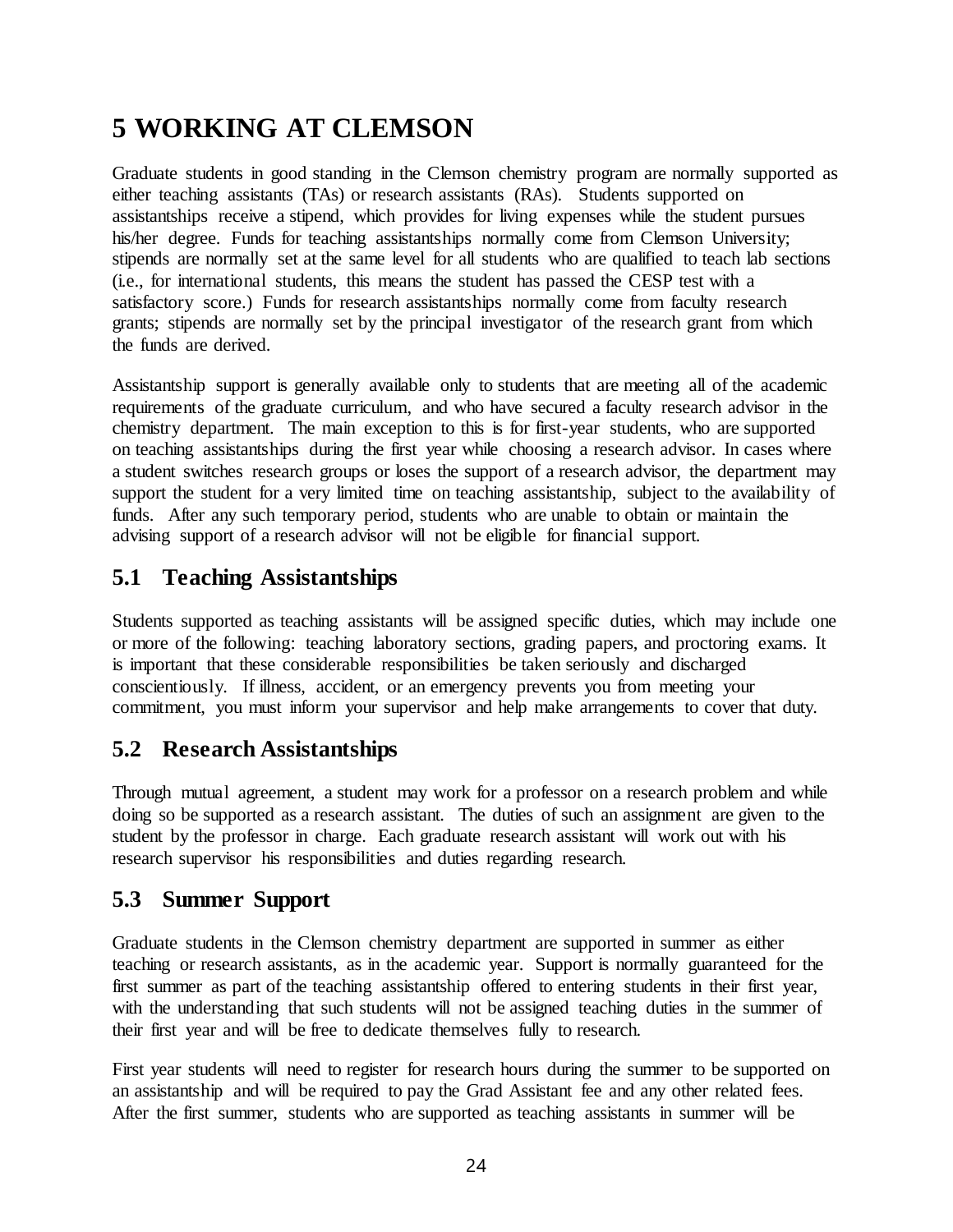# 5 WORKING AT CLEMSON

Graduate students in good standing in the Clemson chemistry program are normally supported as either teaching assistants (TAs) or research assistants (RAs). Students supported on assistantships receive a stipend, which provides for living expenses while the student pursues his/her degree. Funds for teaching assistantships normally come from Clemson University; stipends are normally set at the same level for all students who are qualified to teach lab sections (i.e., for international students, this means the student has passed the CESP test with a satisfactory score.) Funds for research assistantships normally come from faculty research grants; stipends are normally set by the principal investigator of the research grant from which the funds are derived.

Assistantship support is generally available only to students that are meeting all of the academic requirements of the graduate curriculum, and who have secured a faculty research advisor in the chemistry department. The main exception to this is for first-year students, who are supported on teaching assistantships during the first year while choosing a research advisor. In cases where a student switches research groups or loses the support of a research advisor, the department may support the student for a very limited time on teaching assistantship, subject to the availability of funds. After any such temporary period, students who are unable to obtain or maintain the advising support of a research advisor will not be eligible for financial support.

## 5.1 Teaching Assistantships

Students supported as teaching assistants will be assigned specific duties, which may include one or more of the following: teaching laboratory sections, grading papers, and proctoring exams. It is important that these considerable responsibilities be taken seriously and discharged conscientiously. If illness, accident, or an emergency prevents you from meeting your commitment, you must inform your supervisor and help make arrangements to cover that duty.

## 5.2 Research Assistantships

Through mutual agreement, a student may work for a professor on a research problem and while doing so be supported as a research assistant. The duties of such an assignment are given to the student by the professor in charge. Each graduate research assistant will work out with his research supervisor his responsibilities and duties regarding research.

## 5.3 Summer Support

Graduate students in the Clemson chemistry department are supported in summer as either teaching or research assistants, as in the academic year. Support is normally guaranteed for the first summer as part of the teaching assistantship offered to entering students in their first year, with the understanding that such students will not be assigned teaching duties in the summer of their first year and will be free to dedicate themselves fully to research.

First year students will need to register for research hours during the summer to be supported on an assistantship and will be required to pay the Grad Assistant fee and any other related fees. After the first summer, students who are supported as teaching assistants in summer will be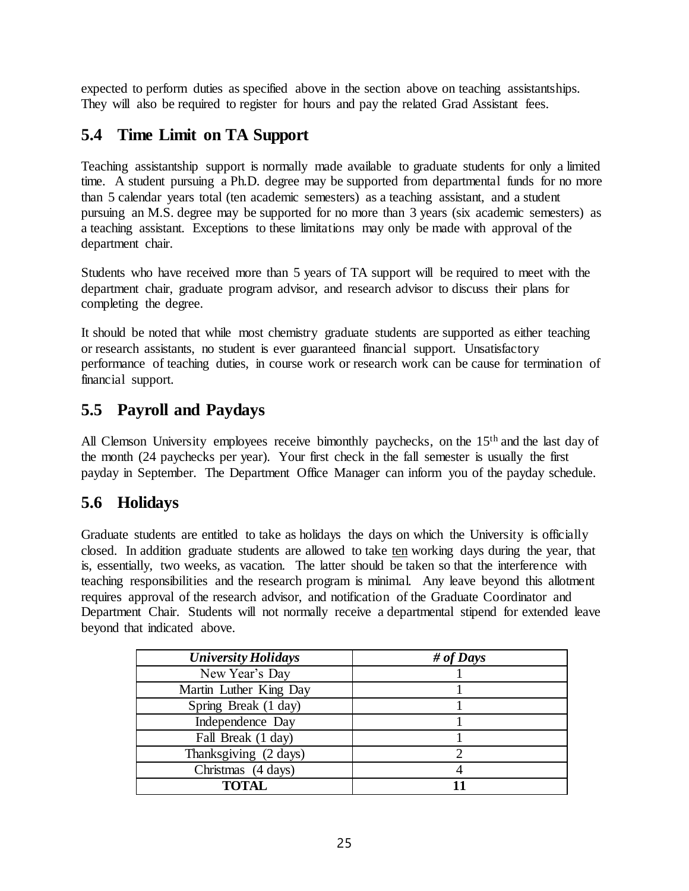expected to perform duties as specified above in the section above on teaching assistantships. They will also be required to register for hours and pay the related Grad Assistant fees.

## 5.4 Time Limit on TA Support

Teaching assistantship support is normally made available to graduate students for only a limited time. A student pursuing a Ph.D. degree may be supported from departmental funds for no more than 5 calendar years total (ten academic semesters) as a teaching assistant, and a student pursuing an M.S. degree may be supported for no more than 3 years (six academic semesters) as a teaching assistant. Exceptions to these limitations may only be made with approval of the department chair.

Students who have received more than 5 years of TA support will be required to meet with the department chair, graduate program advisor, and research advisor to discuss their plans for completing the degree.

It should be noted that while most chemistry graduate students are supported as either teaching or research assistants, no student is ever guaranteed financial support. Unsatisfactory performance of teaching duties, in course work or research work can be cause for termination of financial support.

## 5.5 Payroll and Paydays

All Clemson University employees receive bimonthly paychecks, on the 15th and the last day of the month (24 paychecks per year). Your first check in the fall semester is usually the first payday in September. The Department Office Manager can inform you of the payday schedule.

## 5.6 Holidays

Graduate students are entitled to take as holidays the days on which the University is officially closed. In addition graduate students are allowed to take ten working days during the year, that is, essentially, two weeks, as vacation. The latter should be taken so that the interference with teaching responsibilities and the research program is minimal. Any leave beyond this allotment requires approval of the research advisor, and notification of the Graduate Coordinator and Department Chair. Students will not normally receive a departmental stipend for extended leave beyond that indicated above.

| ***University Holidays*** | ***# of Days*** |
|---|---|
| New Year's Day | 1 |
| Martin Luther King Day | 1 |
| Spring Break (1 day) | 1 |
| Independence Day | 1 |
| Fall Break (1 day) | 1 |
| Thanksgiving (2 days) | 2 |
| Christmas (4 days) | 4 |
| **TOTAL** | **11** |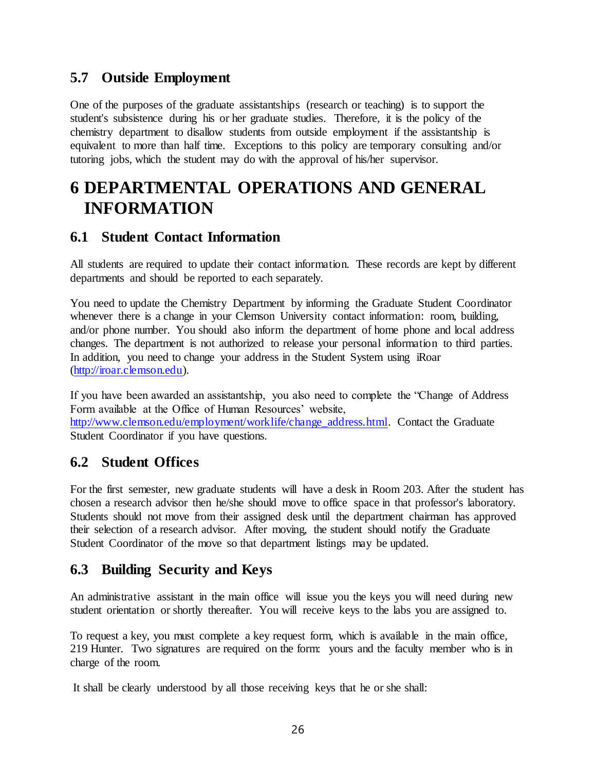## 5.7 Outside Employment

One of the purposes of the graduate assistantships (research or teaching) is to support the student's subsistence during his or her graduate studies. Therefore, it is the policy of the chemistry department to disallow students from outside employment if the assistantship is equivalent to more than half time. Exceptions to this policy are temporary consulting and/or tutoring jobs, which the student may do with the approval of his/her supervisor.

# 6 DEPARTMENTAL OPERATIONS AND GENERAL INFORMATION

## 6.1 Student Contact Information

All students are required to update their contact information. These records are kept by different departments and should be reported to each separately.

You need to update the Chemistry Department by informing the Graduate Student Coordinator whenever there is a change in your Clemson University contact information: room, building, and/or phone number. You should also inform the department of home phone and local address changes. The department is not authorized to release your personal information to third parties. In addition, you need to change your address in the Student System using iRoar (http://iroar.clemson.edu).

If you have been awarded an assistantship, you also need to complete the "Change of Address Form available at the Office of Human Resources' website, http://www.clemson.edu/employment/worklife/change_address.html. Contact the Graduate Student Coordinator if you have questions.

## 6.2 Student Offices

For the first semester, new graduate students will have a desk in Room 203. After the student has chosen a research advisor then he/she should move to office space in that professor's laboratory. Students should not move from their assigned desk until the department chairman has approved their selection of a research advisor. After moving, the student should notify the Graduate Student Coordinator of the move so that department listings may be updated.

## 6.3 Building Security and Keys

An administrative assistant in the main office will issue you the keys you will need during new student orientation or shortly thereafter. You will receive keys to the labs you are assigned to.

To request a key, you must complete a key request form, which is available in the main office, 219 Hunter. Two signatures are required on the form: yours and the faculty member who is in charge of the room.

It shall be clearly understood by all those receiving keys that he or she shall: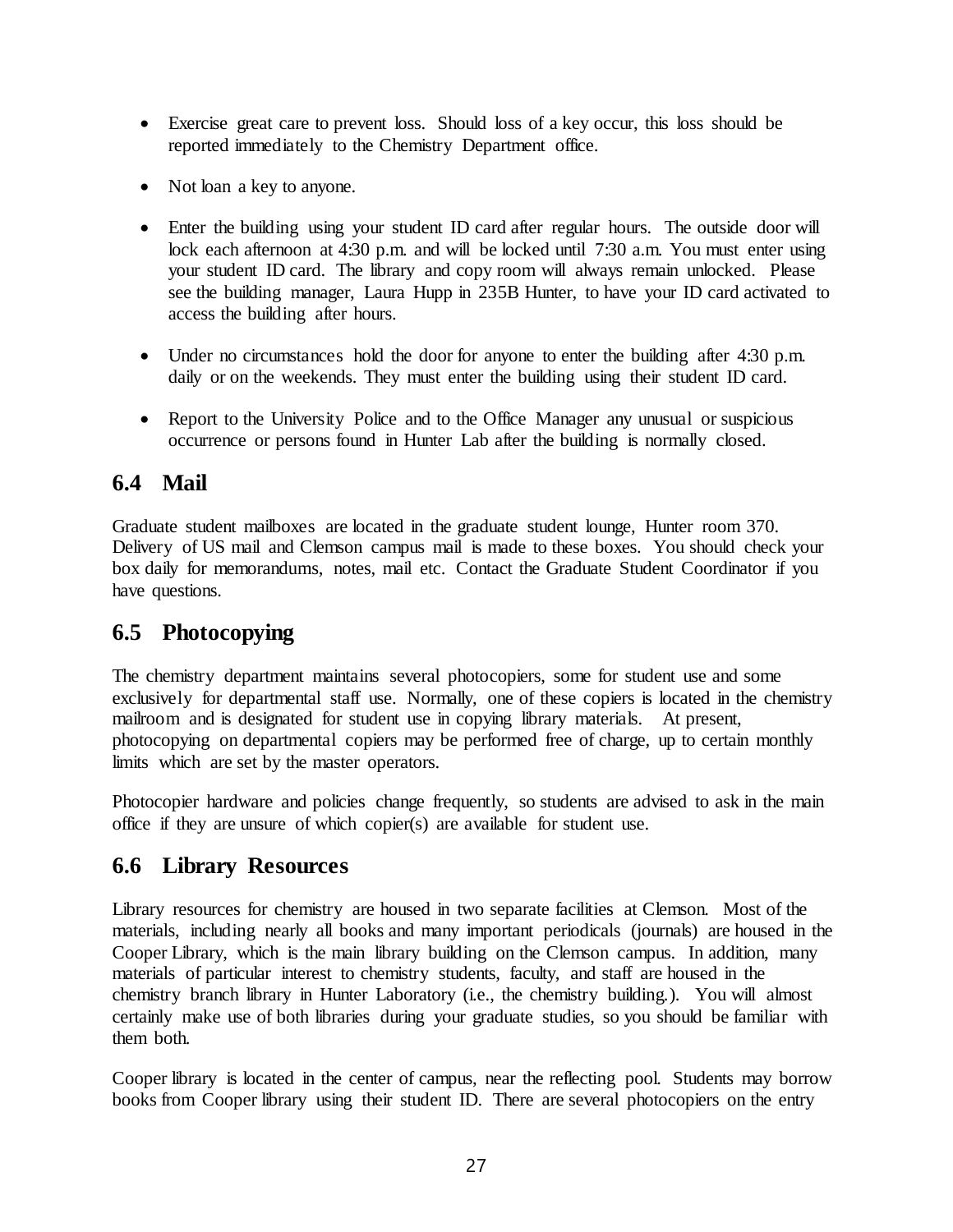- Exercise great care to prevent loss. Should loss of a key occur, this loss should be reported immediately to the Chemistry Department office.

- Not loan a key to anyone.

- Enter the building using your student ID card after regular hours. The outside door will lock each afternoon at 4:30 p.m. and will be locked until 7:30 a.m. You must enter using your student ID card. The library and copy room will always remain unlocked. Please see the building manager, Laura Hupp in 235B Hunter, to have your ID card activated to access the building after hours.

- Under no circumstances hold the door for anyone to enter the building after 4:30 p.m. daily or on the weekends. They must enter the building using their student ID card.

- Report to the University Police and to the Office Manager any unusual or suspicious occurrence or persons found in Hunter Lab after the building is normally closed.

## 6.4 Mail

Graduate student mailboxes are located in the graduate student lounge, Hunter room 370. Delivery of US mail and Clemson campus mail is made to these boxes. You should check your box daily for memorandums, notes, mail etc. Contact the Graduate Student Coordinator if you have questions.

## 6.5 Photocopying

The chemistry department maintains several photocopiers, some for student use and some exclusively for departmental staff use. Normally, one of these copiers is located in the chemistry mailroom and is designated for student use in copying library materials. At present, photocopying on departmental copiers may be performed free of charge, up to certain monthly limits which are set by the master operators.

Photocopier hardware and policies change frequently, so students are advised to ask in the main office if they are unsure of which copier(s) are available for student use.

## 6.6 Library Resources

Library resources for chemistry are housed in two separate facilities at Clemson. Most of the materials, including nearly all books and many important periodicals (journals) are housed in the Cooper Library, which is the main library building on the Clemson campus. In addition, many materials of particular interest to chemistry students, faculty, and staff are housed in the chemistry branch library in Hunter Laboratory (i.e., the chemistry building.). You will almost certainly make use of both libraries during your graduate studies, so you should be familiar with them both.

Cooper library is located in the center of campus, near the reflecting pool. Students may borrow books from Cooper library using their student ID. There are several photocopiers on the entry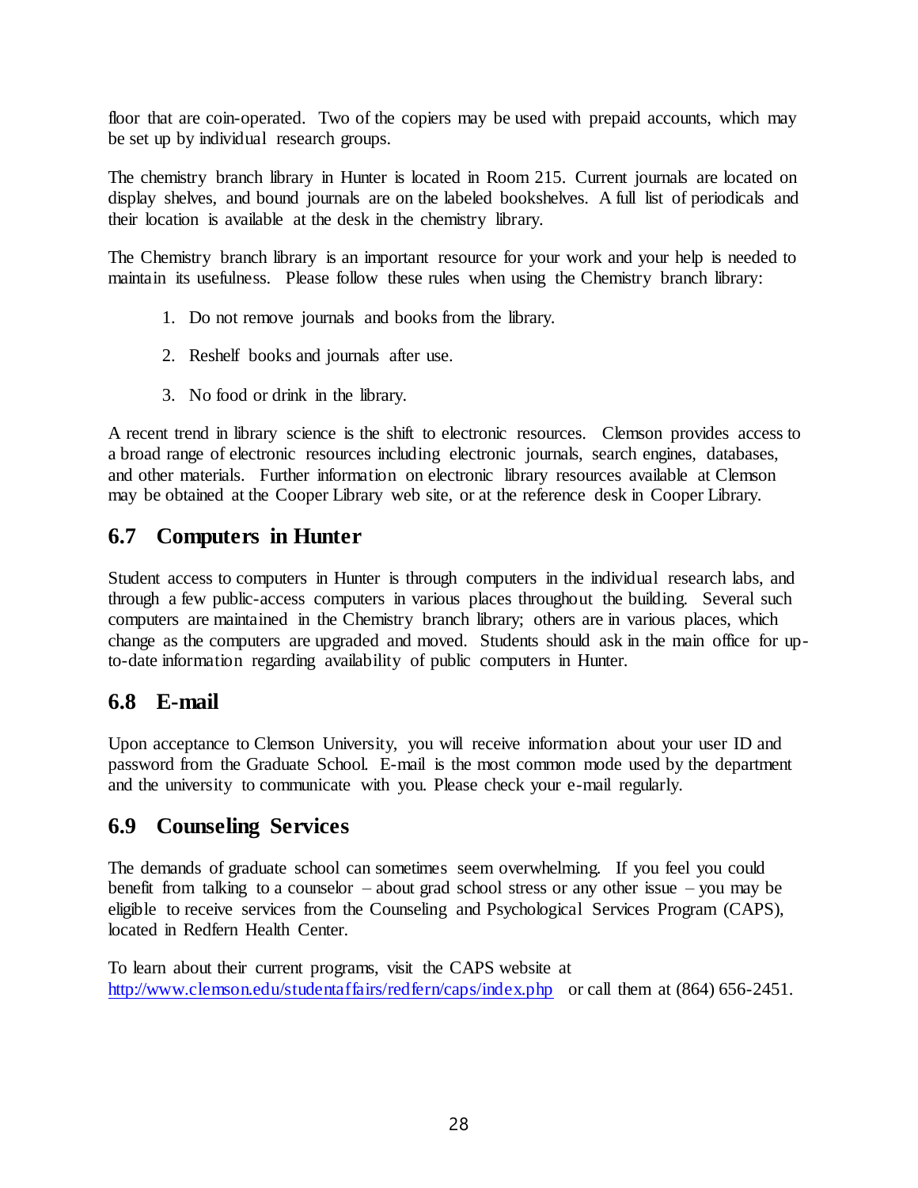floor that are coin-operated. Two of the copiers may be used with prepaid accounts, which may be set up by individual research groups.

The chemistry branch library in Hunter is located in Room 215. Current journals are located on display shelves, and bound journals are on the labeled bookshelves. A full list of periodicals and their location is available at the desk in the chemistry library.

The Chemistry branch library is an important resource for your work and your help is needed to maintain its usefulness. Please follow these rules when using the Chemistry branch library:

1. Do not remove journals and books from the library.
2. Reshelf books and journals after use.
3. No food or drink in the library.

A recent trend in library science is the shift to electronic resources. Clemson provides access to a broad range of electronic resources including electronic journals, search engines, databases, and other materials. Further information on electronic library resources available at Clemson may be obtained at the Cooper Library web site, or at the reference desk in Cooper Library.

## 6.7 Computers in Hunter

Student access to computers in Hunter is through computers in the individual research labs, and through a few public-access computers in various places throughout the building. Several such computers are maintained in the Chemistry branch library; others are in various places, which change as the computers are upgraded and moved. Students should ask in the main office for up-to-date information regarding availability of public computers in Hunter.

## 6.8 E-mail

Upon acceptance to Clemson University, you will receive information about your user ID and password from the Graduate School. E-mail is the most common mode used by the department and the university to communicate with you. Please check your e-mail regularly.

## 6.9 Counseling Services

The demands of graduate school can sometimes seem overwhelming. If you feel you could benefit from talking to a counselor – about grad school stress or any other issue – you may be eligible to receive services from the Counseling and Psychological Services Program (CAPS), located in Redfern Health Center.

To learn about their current programs, visit the CAPS website at [http://www.clemson.edu/studentaffairs/redfern/caps/index.php](http://www.clemson.edu/studentaffairs/redfern/caps/index.php) or call them at (864) 656-2451.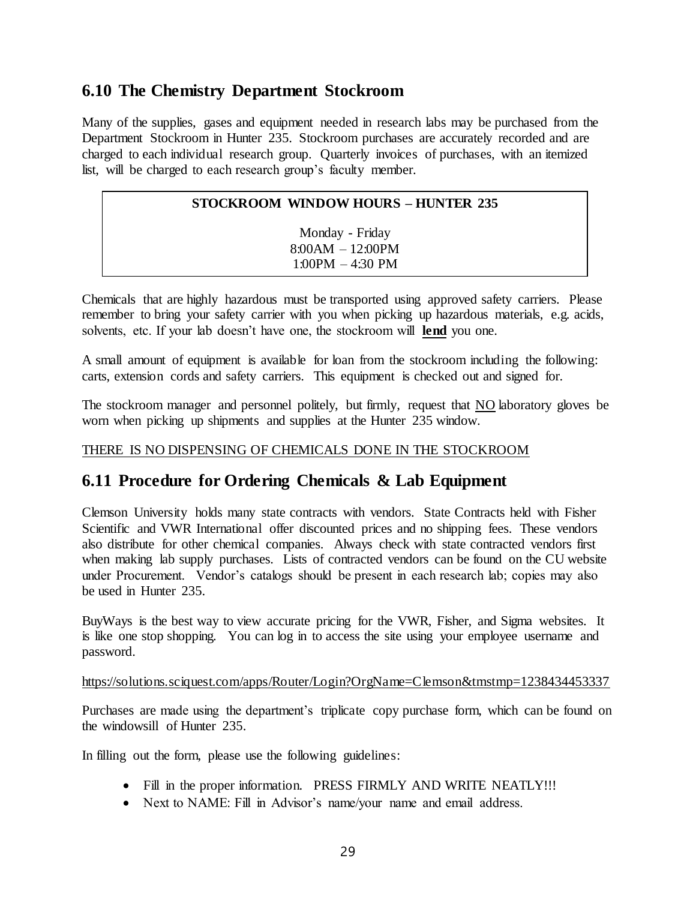## 6.10 The Chemistry Department Stockroom

Many of the supplies, gases and equipment needed in research labs may be purchased from the Department Stockroom in Hunter 235. Stockroom purchases are accurately recorded and are charged to each individual research group. Quarterly invoices of purchases, with an itemized list, will be charged to each research group's faculty member.

| **STOCKROOM WINDOW HOURS – HUNTER 235** |
|---|
| Monday - Friday<br>8:00AM – 12:00PM<br>1:00PM – 4:30 PM |

Chemicals that are highly hazardous must be transported using approved safety carriers. Please remember to bring your safety carrier with you when picking up hazardous materials, e.g. acids, solvents, etc. If your lab doesn't have one, the stockroom will <u>**lend**</u> you one.

A small amount of equipment is available for loan from the stockroom including the following: carts, extension cords and safety carriers. This equipment is checked out and signed for.

The stockroom manager and personnel politely, but firmly, request that <u>NO</u> laboratory gloves be worn when picking up shipments and supplies at the Hunter 235 window.

<u>THERE IS NO DISPENSING OF CHEMICALS DONE IN THE STOCKROOM</u>

## 6.11 Procedure for Ordering Chemicals & Lab Equipment

Clemson University holds many state contracts with vendors. State Contracts held with Fisher Scientific and VWR International offer discounted prices and no shipping fees. These vendors also distribute for other chemical companies. Always check with state contracted vendors first when making lab supply purchases. Lists of contracted vendors can be found on the CU website under Procurement. Vendor's catalogs should be present in each research lab; copies may also be used in Hunter 235.

BuyWays is the best way to view accurate pricing for the VWR, Fisher, and Sigma websites. It is like one stop shopping. You can log in to access the site using your employee username and password.

https://solutions.sciquest.com/apps/Router/Login?OrgName=Clemson&tmstmp=1238434453337

Purchases are made using the department's triplicate copy purchase form, which can be found on the windowsill of Hunter 235.

In filling out the form, please use the following guidelines:

- Fill in the proper information. PRESS FIRMLY AND WRITE NEATLY!!!
- Next to NAME: Fill in Advisor's name/your name and email address.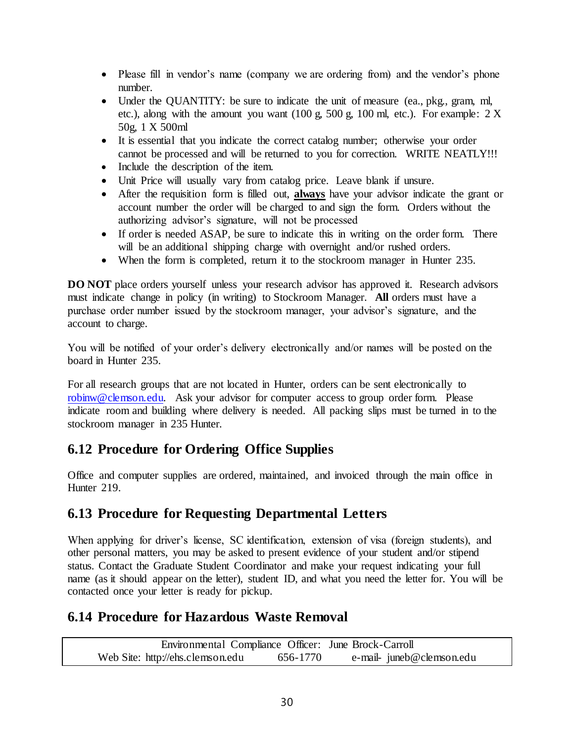- Please fill in vendor's name (company we are ordering from) and the vendor's phone number.
- Under the QUANTITY: be sure to indicate the unit of measure (ea., pkg., gram, ml, etc.), along with the amount you want (100 g, 500 g, 100 ml, etc.). For example: 2 X 50g, 1 X 500ml
- It is essential that you indicate the correct catalog number; otherwise your order cannot be processed and will be returned to you for correction. WRITE NEATLY!!!
- Include the description of the item.
- Unit Price will usually vary from catalog price. Leave blank if unsure.
- After the requisition form is filled out, **always** have your advisor indicate the grant or account number the order will be charged to and sign the form. Orders without the authorizing advisor's signature, will not be processed
- If order is needed ASAP, be sure to indicate this in writing on the order form. There will be an additional shipping charge with overnight and/or rushed orders.
- When the form is completed, return it to the stockroom manager in Hunter 235.

**DO NOT** place orders yourself unless your research advisor has approved it. Research advisors must indicate change in policy (in writing) to Stockroom Manager. **All** orders must have a purchase order number issued by the stockroom manager, your advisor's signature, and the account to charge.

You will be notified of your order's delivery electronically and/or names will be posted on the board in Hunter 235.

For all research groups that are not located in Hunter, orders can be sent electronically to robinw@clemson.edu. Ask your advisor for computer access to group order form. Please indicate room and building where delivery is needed. All packing slips must be turned in to the stockroom manager in 235 Hunter.

## 6.12 Procedure for Ordering Office Supplies

Office and computer supplies are ordered, maintained, and invoiced through the main office in Hunter 219.

## 6.13 Procedure for Requesting Departmental Letters

When applying for driver's license, SC identification, extension of visa (foreign students), and other personal matters, you may be asked to present evidence of your student and/or stipend status. Contact the Graduate Student Coordinator and make your request indicating your full name (as it should appear on the letter), student ID, and what you need the letter for. You will be contacted once your letter is ready for pickup.

## 6.14 Procedure for Hazardous Waste Removal

| Environmental Compliance Officer: June Brock-Carroll | | |
|---|---|---|
| Web Site: http://ehs.clemson.edu | 656-1770 | e-mail- juneb@clemson.edu |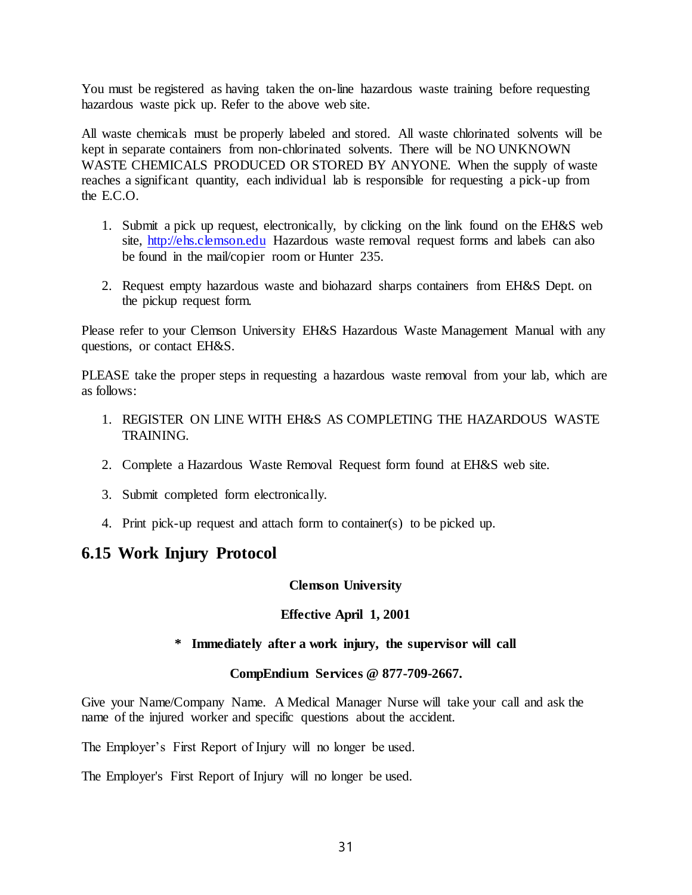You must be registered as having taken the on-line hazardous waste training before requesting hazardous waste pick up. Refer to the above web site.

All waste chemicals must be properly labeled and stored. All waste chlorinated solvents will be kept in separate containers from non-chlorinated solvents. There will be NO UNKNOWN WASTE CHEMICALS PRODUCED OR STORED BY ANYONE. When the supply of waste reaches a significant quantity, each individual lab is responsible for requesting a pick-up from the E.C.O.

1. Submit a pick up request, electronically, by clicking on the link found on the EH&S web site, [http://ehs.clemson.edu](http://ehs.clemson.edu) Hazardous waste removal request forms and labels can also be found in the mail/copier room or Hunter 235.

2. Request empty hazardous waste and biohazard sharps containers from EH&S Dept. on the pickup request form.

Please refer to your Clemson University EH&S Hazardous Waste Management Manual with any questions, or contact EH&S.

PLEASE take the proper steps in requesting a hazardous waste removal from your lab, which are as follows:

1. REGISTER ON LINE WITH EH&S AS COMPLETING THE HAZARDOUS WASTE TRAINING.

2. Complete a Hazardous Waste Removal Request form found at EH&S web site.

3. Submit completed form electronically.

4. Print pick-up request and attach form to container(s) to be picked up.

## 6.15 Work Injury Protocol

**Clemson University**

**Effective April 1, 2001**

**\* Immediately after a work injury, the supervisor will call**

**CompEndium Services @ 877-709-2667.**

Give your Name/Company Name. A Medical Manager Nurse will take your call and ask the name of the injured worker and specific questions about the accident.

The Employer's First Report of Injury will no longer be used.

The Employer's First Report of Injury will no longer be used.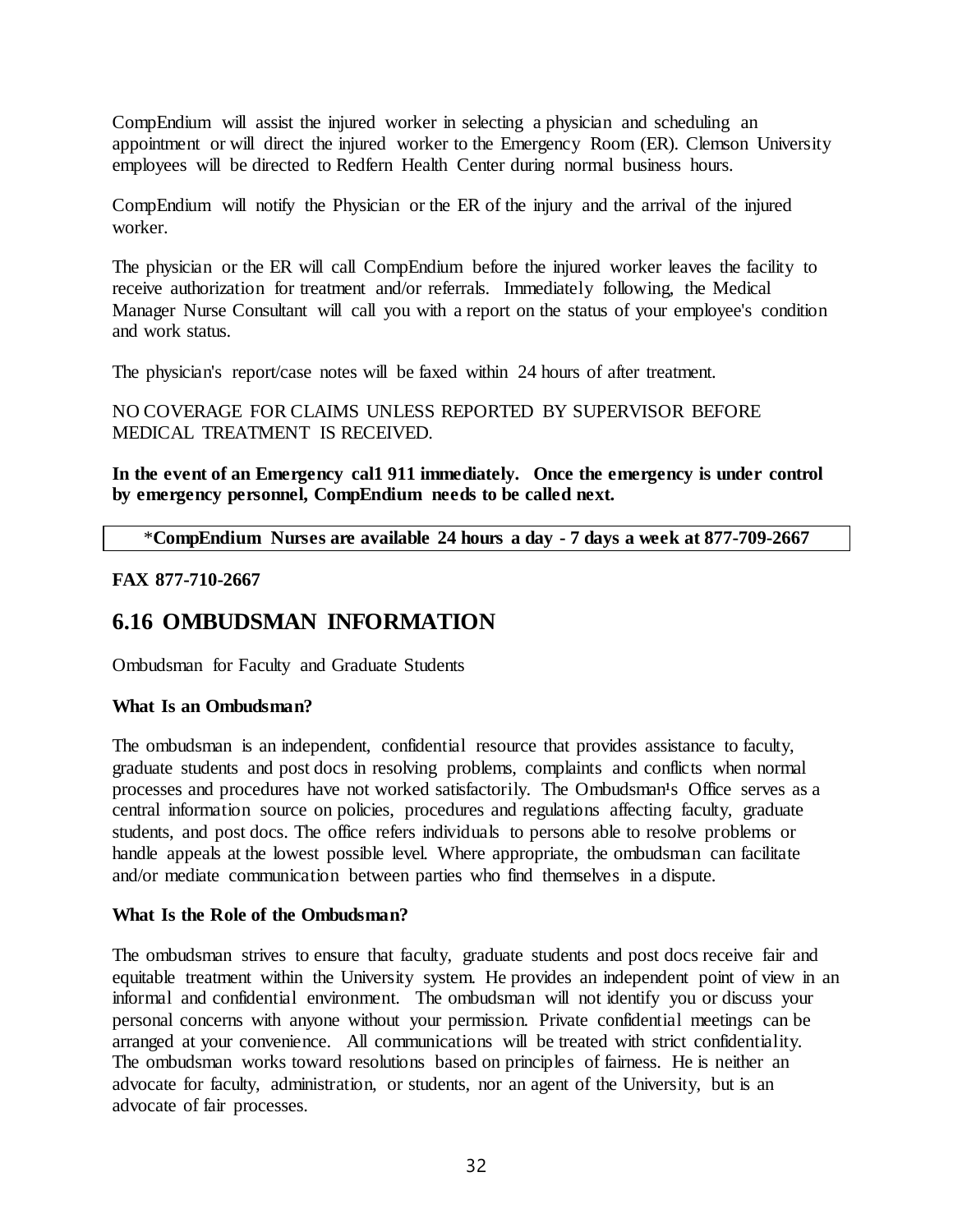CompEndium will assist the injured worker in selecting a physician and scheduling an appointment or will direct the injured worker to the Emergency Room (ER). Clemson University employees will be directed to Redfern Health Center during normal business hours.

CompEndium will notify the Physician or the ER of the injury and the arrival of the injured worker.

The physician or the ER will call CompEndium before the injured worker leaves the facility to receive authorization for treatment and/or referrals. Immediately following, the Medical Manager Nurse Consultant will call you with a report on the status of your employee's condition and work status.

The physician's report/case notes will be faxed within 24 hours of after treatment.

NO COVERAGE FOR CLAIMS UNLESS REPORTED BY SUPERVISOR BEFORE MEDICAL TREATMENT IS RECEIVED.

**In the event of an Emergency call 911 immediately. Once the emergency is under control by emergency personnel, CompEndium needs to be called next.**

*__CompEndium Nurses are available 24 hours a day - 7 days a week at 877-709-2667__

**FAX 877-710-2667**

## 6.16 OMBUDSMAN INFORMATION

Ombudsman for Faculty and Graduate Students

**What Is an Ombudsman?**

The ombudsman is an independent, confidential resource that provides assistance to faculty, graduate students and post docs in resolving problems, complaints and conflicts when normal processes and procedures have not worked satisfactorily. The Ombudsman¹s Office serves as a central information source on policies, procedures and regulations affecting faculty, graduate students, and post docs. The office refers individuals to persons able to resolve problems or handle appeals at the lowest possible level. Where appropriate, the ombudsman can facilitate and/or mediate communication between parties who find themselves in a dispute.

**What Is the Role of the Ombudsman?**

The ombudsman strives to ensure that faculty, graduate students and post docs receive fair and equitable treatment within the University system. He provides an independent point of view in an informal and confidential environment. The ombudsman will not identify you or discuss your personal concerns with anyone without your permission. Private confidential meetings can be arranged at your convenience. All communications will be treated with strict confidentiality. The ombudsman works toward resolutions based on principles of fairness. He is neither an advocate for faculty, administration, or students, nor an agent of the University, but is an advocate of fair processes.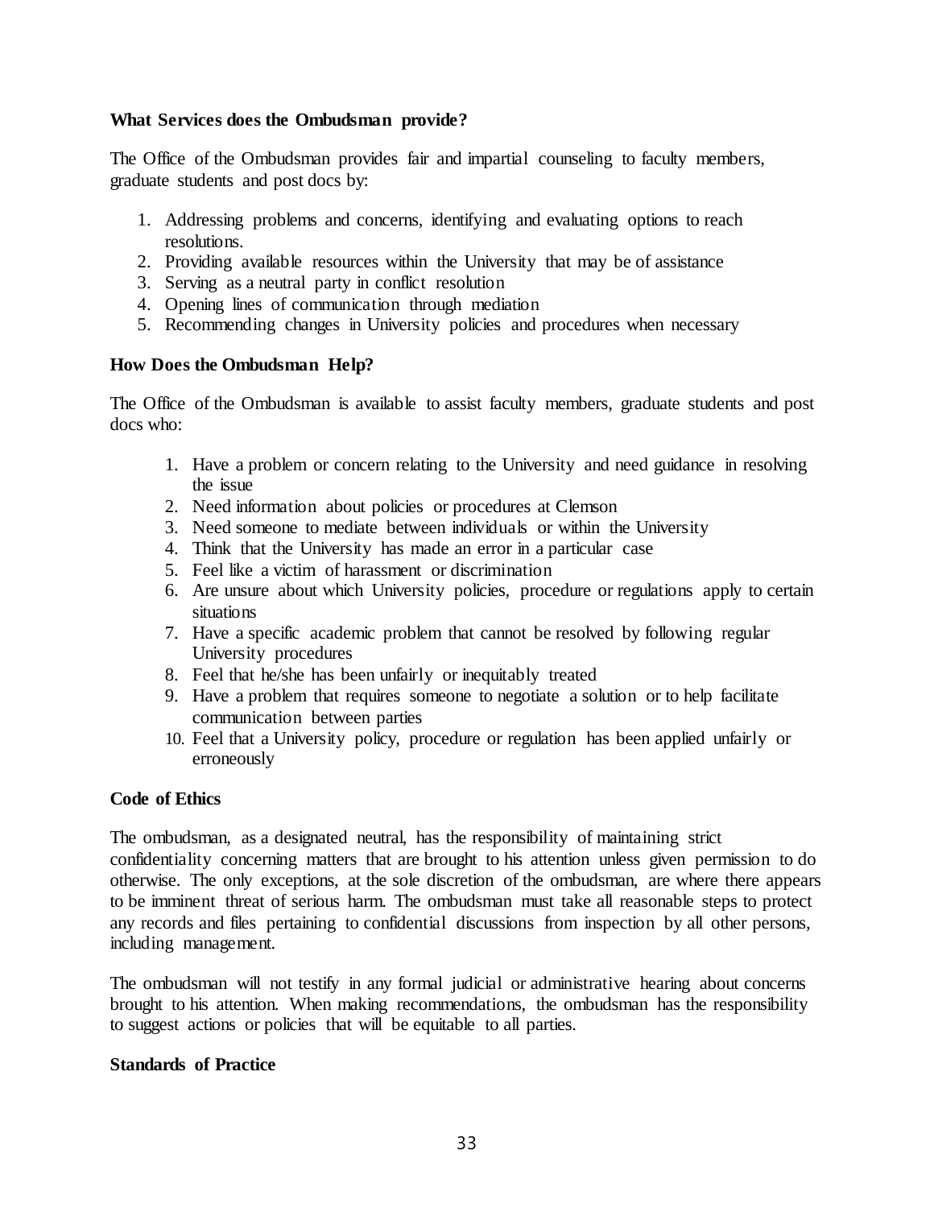**What Services does the Ombudsman provide?**

The Office of the Ombudsman provides fair and impartial counseling to faculty members, graduate students and post docs by:

1. Addressing problems and concerns, identifying and evaluating options to reach resolutions.
2. Providing available resources within the University that may be of assistance
3. Serving as a neutral party in conflict resolution
4. Opening lines of communication through mediation
5. Recommending changes in University policies and procedures when necessary

**How Does the Ombudsman Help?**

The Office of the Ombudsman is available to assist faculty members, graduate students and post docs who:

1. Have a problem or concern relating to the University and need guidance in resolving the issue
2. Need information about policies or procedures at Clemson
3. Need someone to mediate between individuals or within the University
4. Think that the University has made an error in a particular case
5. Feel like a victim of harassment or discrimination
6. Are unsure about which University policies, procedure or regulations apply to certain situations
7. Have a specific academic problem that cannot be resolved by following regular University procedures
8. Feel that he/she has been unfairly or inequitably treated
9. Have a problem that requires someone to negotiate a solution or to help facilitate communication between parties
10. Feel that a University policy, procedure or regulation has been applied unfairly or erroneously

**Code of Ethics**

The ombudsman, as a designated neutral, has the responsibility of maintaining strict confidentiality concerning matters that are brought to his attention unless given permission to do otherwise. The only exceptions, at the sole discretion of the ombudsman, are where there appears to be imminent threat of serious harm. The ombudsman must take all reasonable steps to protect any records and files pertaining to confidential discussions from inspection by all other persons, including management.

The ombudsman will not testify in any formal judicial or administrative hearing about concerns brought to his attention. When making recommendations, the ombudsman has the responsibility to suggest actions or policies that will be equitable to all parties.

**Standards of Practice**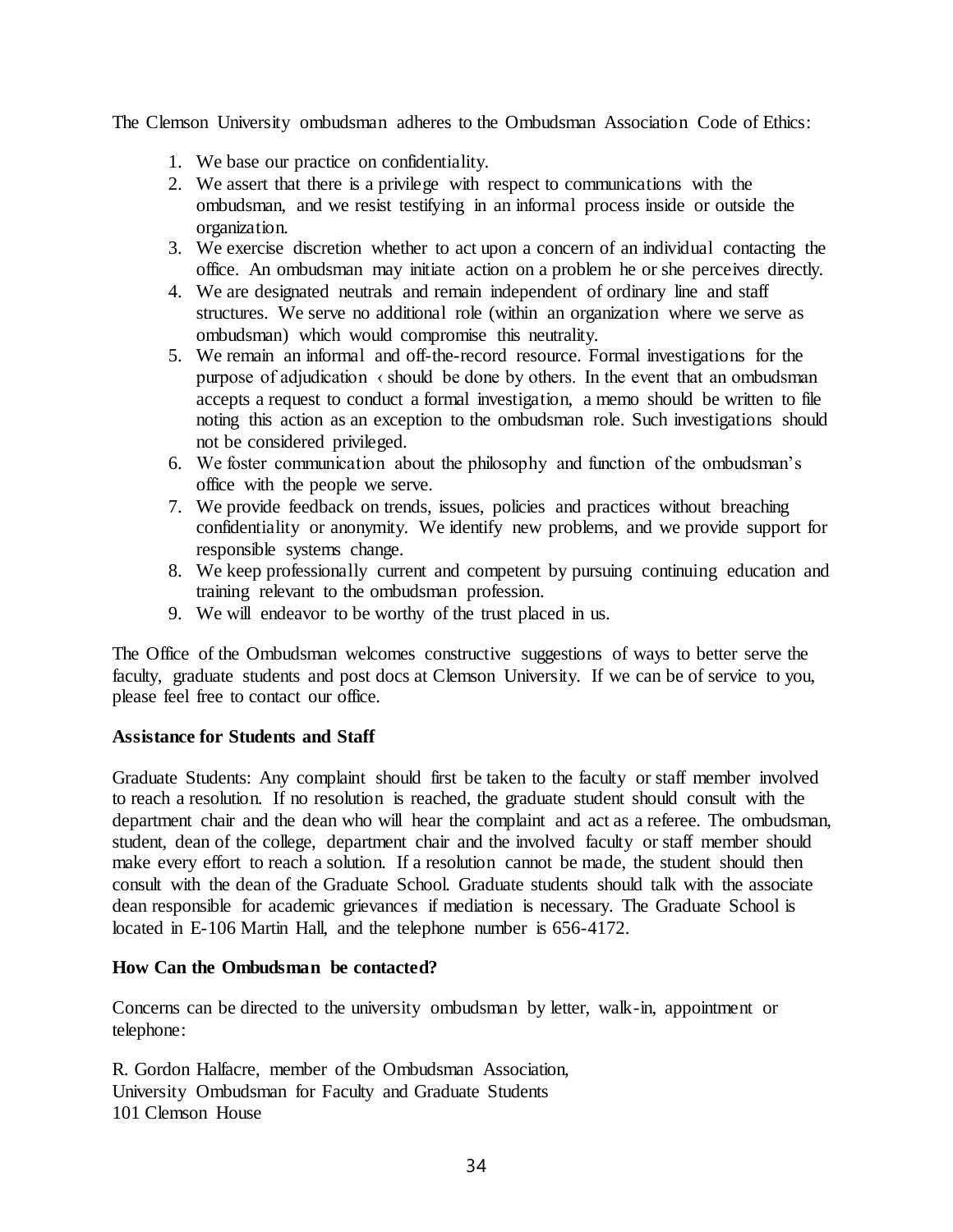The Clemson University ombudsman adheres to the Ombudsman Association Code of Ethics:

1. We base our practice on confidentiality.
2. We assert that there is a privilege with respect to communications with the ombudsman, and we resist testifying in an informal process inside or outside the organization.
3. We exercise discretion whether to act upon a concern of an individual contacting the office. An ombudsman may initiate action on a problem he or she perceives directly.
4. We are designated neutrals and remain independent of ordinary line and staff structures. We serve no additional role (within an organization where we serve as ombudsman) which would compromise this neutrality.
5. We remain an informal and off-the-record resource. Formal investigations for the purpose of adjudication ‹ should be done by others. In the event that an ombudsman accepts a request to conduct a formal investigation, a memo should be written to file noting this action as an exception to the ombudsman role. Such investigations should not be considered privileged.
6. We foster communication about the philosophy and function of the ombudsman's office with the people we serve.
7. We provide feedback on trends, issues, policies and practices without breaching confidentiality or anonymity. We identify new problems, and we provide support for responsible systems change.
8. We keep professionally current and competent by pursuing continuing education and training relevant to the ombudsman profession.
9. We will endeavor to be worthy of the trust placed in us.

The Office of the Ombudsman welcomes constructive suggestions of ways to better serve the faculty, graduate students and post docs at Clemson University. If we can be of service to you, please feel free to contact our office.

**Assistance for Students and Staff**

Graduate Students: Any complaint should first be taken to the faculty or staff member involved to reach a resolution. If no resolution is reached, the graduate student should consult with the department chair and the dean who will hear the complaint and act as a referee. The ombudsman, student, dean of the college, department chair and the involved faculty or staff member should make every effort to reach a solution. If a resolution cannot be made, the student should then consult with the dean of the Graduate School. Graduate students should talk with the associate dean responsible for academic grievances if mediation is necessary. The Graduate School is located in E-106 Martin Hall, and the telephone number is 656-4172.

**How Can the Ombudsman be contacted?**

Concerns can be directed to the university ombudsman by letter, walk-in, appointment or telephone:

R. Gordon Halfacre, member of the Ombudsman Association,
University Ombudsman for Faculty and Graduate Students
101 Clemson House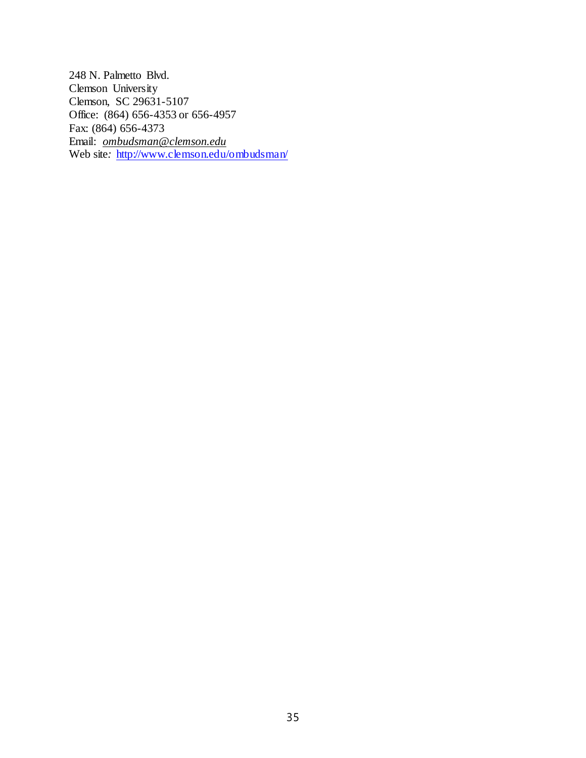248 N. Palmetto Blvd.
Clemson University
Clemson, SC 29631-5107
Office: (864) 656-4353 or 656-4957
Fax: (864) 656-4373
Email: *ombudsman@clemson.edu*
Web site: http://www.clemson.edu/ombudsman/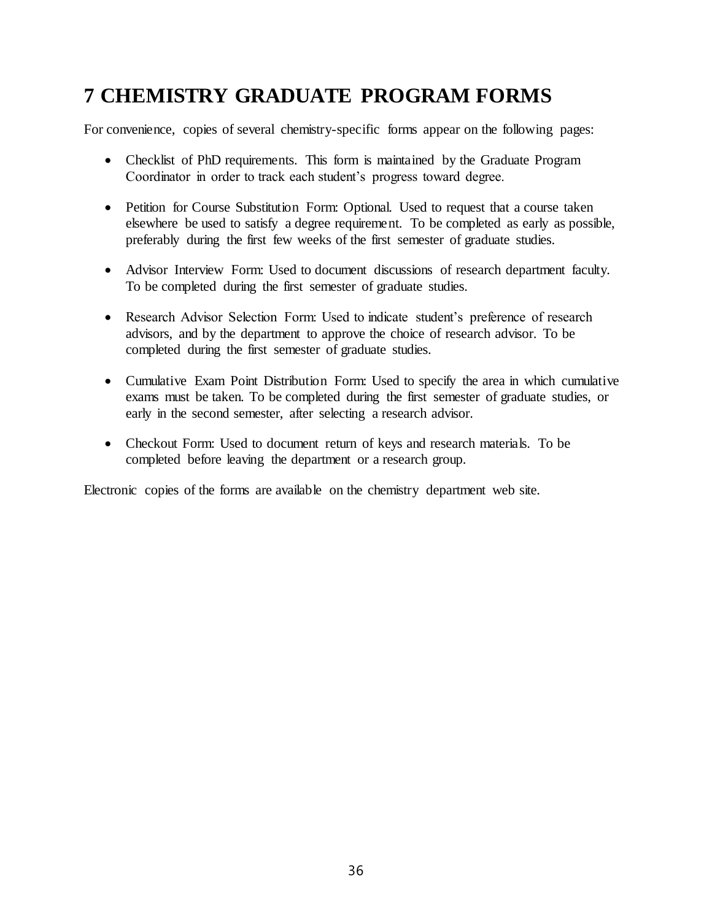# 7 CHEMISTRY GRADUATE PROGRAM FORMS

For convenience, copies of several chemistry-specific forms appear on the following pages:

- Checklist of PhD requirements. This form is maintained by the Graduate Program Coordinator in order to track each student's progress toward degree.

- Petition for Course Substitution Form: Optional. Used to request that a course taken elsewhere be used to satisfy a degree requirement. To be completed as early as possible, preferably during the first few weeks of the first semester of graduate studies.

- Advisor Interview Form: Used to document discussions of research department faculty. To be completed during the first semester of graduate studies.

- Research Advisor Selection Form: Used to indicate student's preference of research advisors, and by the department to approve the choice of research advisor. To be completed during the first semester of graduate studies.

- Cumulative Exam Point Distribution Form: Used to specify the area in which cumulative exams must be taken. To be completed during the first semester of graduate studies, or early in the second semester, after selecting a research advisor.

- Checkout Form: Used to document return of keys and research materials. To be completed before leaving the department or a research group.

Electronic copies of the forms are available on the chemistry department web site.